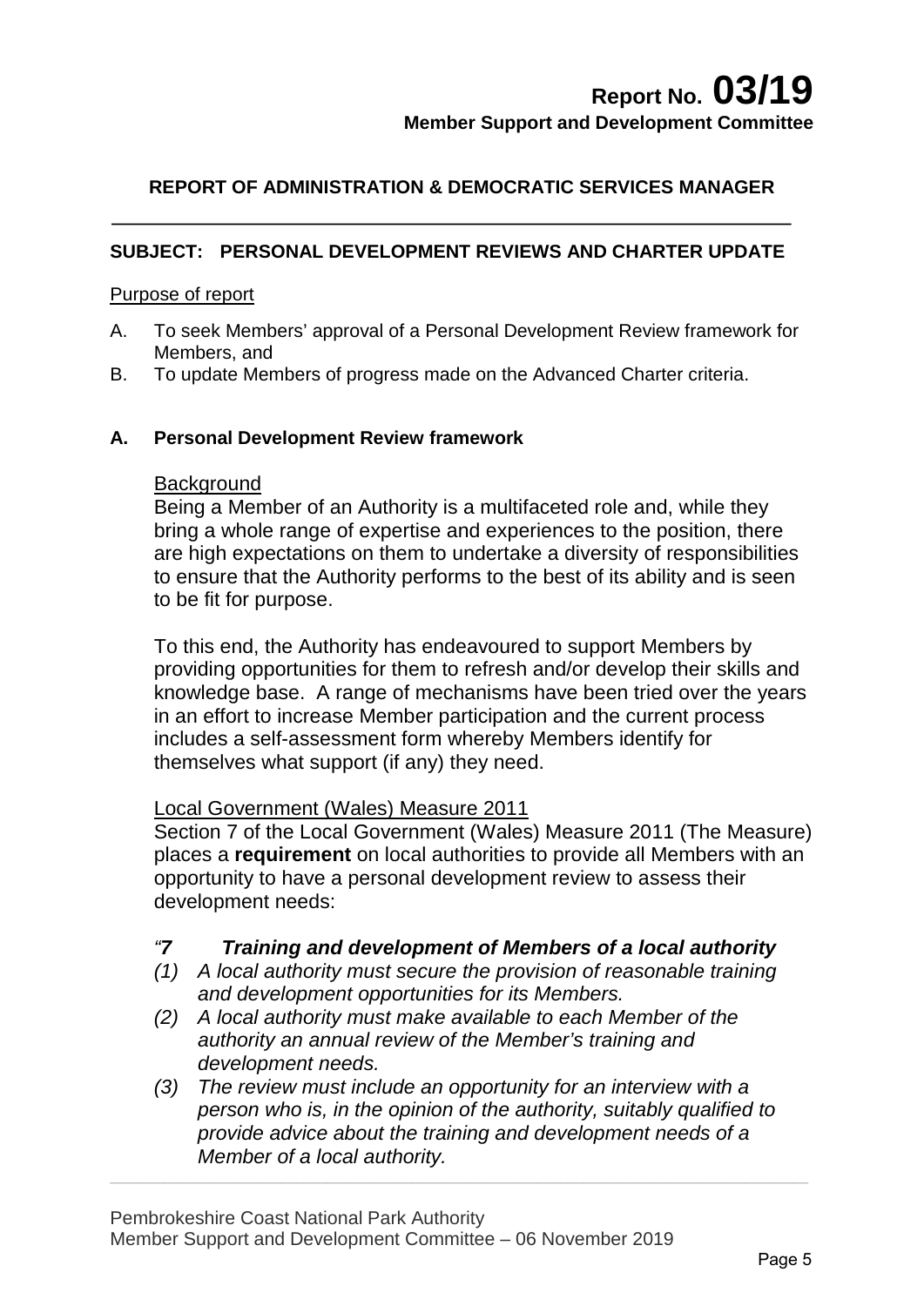**Report No. 03/19**
**Member Support and Development Committee**

**REPORT OF ADMINISTRATION & DEMOCRATIC SERVICES MANAGER**

**SUBJECT: PERSONAL DEVELOPMENT REVIEWS AND CHARTER UPDATE**

Purpose of report

A. To seek Members' approval of a Personal Development Review framework for Members, and
B. To update Members of progress made on the Advanced Charter criteria.

**A. Personal Development Review framework**

Background

Being a Member of an Authority is a multifaceted role and, while they bring a whole range of expertise and experiences to the position, there are high expectations on them to undertake a diversity of responsibilities to ensure that the Authority performs to the best of its ability and is seen to be fit for purpose.

To this end, the Authority has endeavoured to support Members by providing opportunities for them to refresh and/or develop their skills and knowledge base. A range of mechanisms have been tried over the years in an effort to increase Member participation and the current process includes a self-assessment form whereby Members identify for themselves what support (if any) they need.

Local Government (Wales) Measure 2011

Section 7 of the Local Government (Wales) Measure 2011 (The Measure) places a **requirement** on local authorities to provide all Members with an opportunity to have a personal development review to assess their development needs:

*"**7 Training and development of Members of a local authority***

*(1) A local authority must secure the provision of reasonable training and development opportunities for its Members.*

*(2) A local authority must make available to each Member of the authority an annual review of the Member's training and development needs.*

*(3) The review must include an opportunity for an interview with a person who is, in the opinion of the authority, suitably qualified to provide advice about the training and development needs of a Member of a local authority.*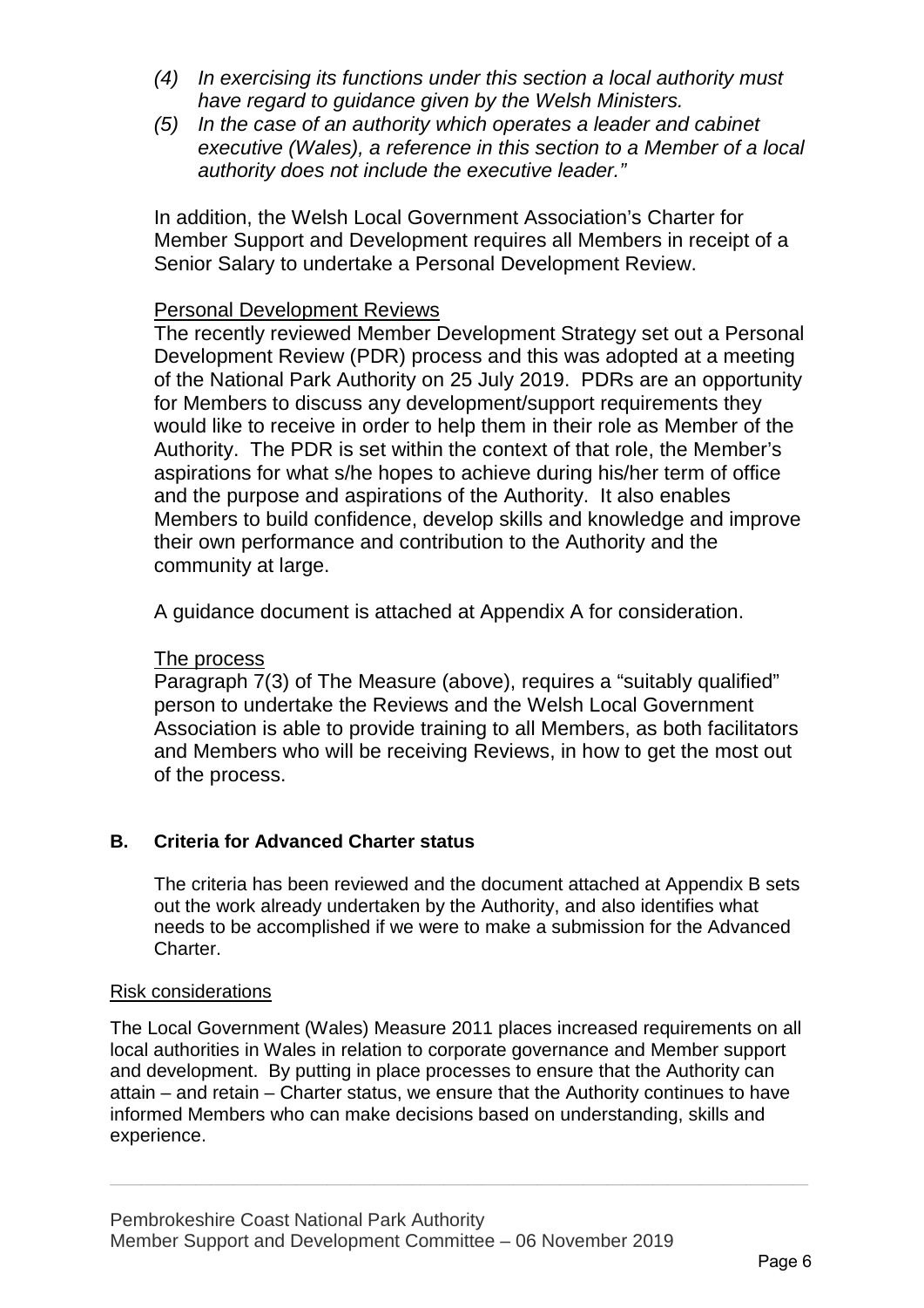*(4) In exercising its functions under this section a local authority must have regard to guidance given by the Welsh Ministers.*

*(5) In the case of an authority which operates a leader and cabinet executive (Wales), a reference in this section to a Member of a local authority does not include the executive leader."*

In addition, the Welsh Local Government Association's Charter for Member Support and Development requires all Members in receipt of a Senior Salary to undertake a Personal Development Review.

Personal Development Reviews

The recently reviewed Member Development Strategy set out a Personal Development Review (PDR) process and this was adopted at a meeting of the National Park Authority on 25 July 2019. PDRs are an opportunity for Members to discuss any development/support requirements they would like to receive in order to help them in their role as Member of the Authority. The PDR is set within the context of that role, the Member's aspirations for what s/he hopes to achieve during his/her term of office and the purpose and aspirations of the Authority. It also enables Members to build confidence, develop skills and knowledge and improve their own performance and contribution to the Authority and the community at large.

A guidance document is attached at Appendix A for consideration.

The process

Paragraph 7(3) of The Measure (above), requires a "suitably qualified" person to undertake the Reviews and the Welsh Local Government Association is able to provide training to all Members, as both facilitators and Members who will be receiving Reviews, in how to get the most out of the process.

**B. Criteria for Advanced Charter status**

The criteria has been reviewed and the document attached at Appendix B sets out the work already undertaken by the Authority, and also identifies what needs to be accomplished if we were to make a submission for the Advanced Charter.

Risk considerations

The Local Government (Wales) Measure 2011 places increased requirements on all local authorities in Wales in relation to corporate governance and Member support and development. By putting in place processes to ensure that the Authority can attain – and retain – Charter status, we ensure that the Authority continues to have informed Members who can make decisions based on understanding, skills and experience.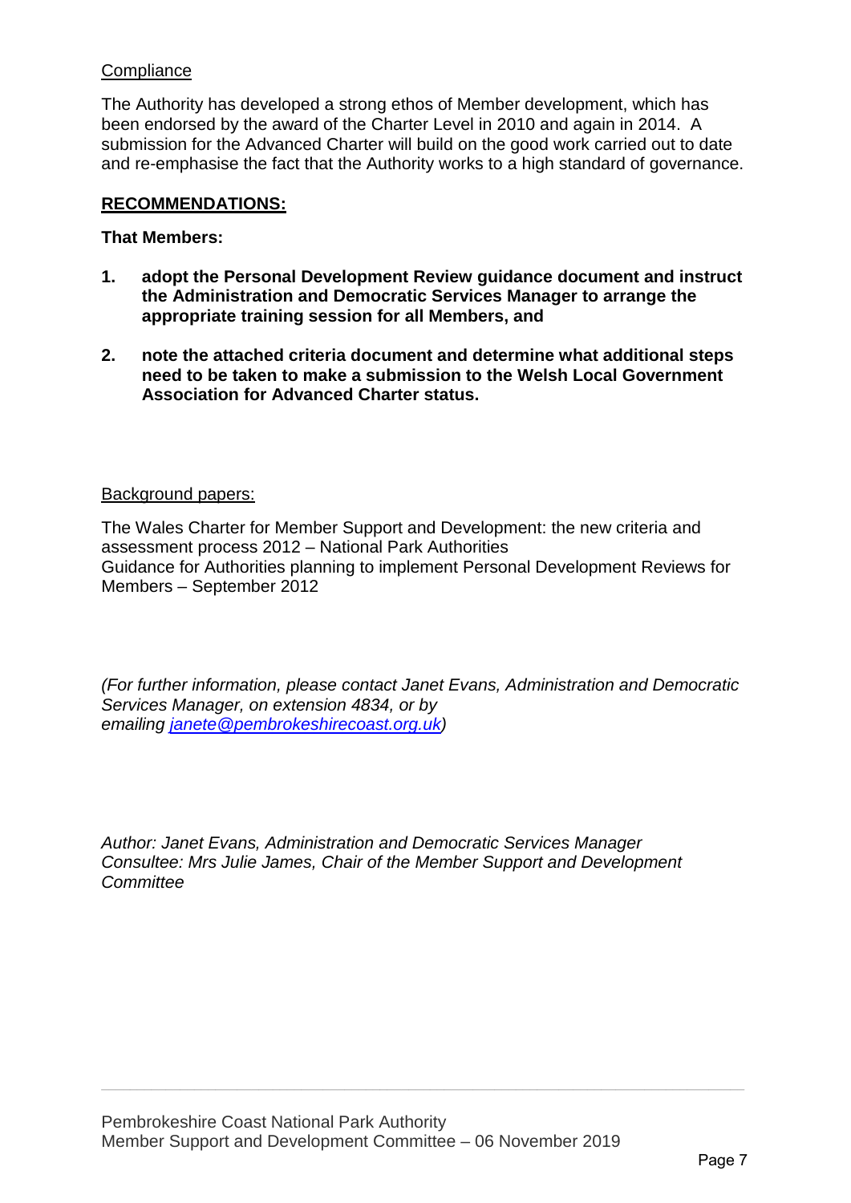Compliance

The Authority has developed a strong ethos of Member development, which has been endorsed by the award of the Charter Level in 2010 and again in 2014. A submission for the Advanced Charter will build on the good work carried out to date and re-emphasise the fact that the Authority works to a high standard of governance.

**RECOMMENDATIONS:**

**That Members:**

1. **adopt the Personal Development Review guidance document and instruct the Administration and Democratic Services Manager to arrange the appropriate training session for all Members, and**

2. **note the attached criteria document and determine what additional steps need to be taken to make a submission to the Welsh Local Government Association for Advanced Charter status.**

Background papers:

The Wales Charter for Member Support and Development: the new criteria and assessment process 2012 – National Park Authorities
Guidance for Authorities planning to implement Personal Development Reviews for Members – September 2012

*(For further information, please contact Janet Evans, Administration and Democratic Services Manager, on extension 4834, or by emailing janete@pembrokeshirecoast.org.uk)*

*Author: Janet Evans, Administration and Democratic Services Manager*
*Consultee: Mrs Julie James, Chair of the Member Support and Development Committee*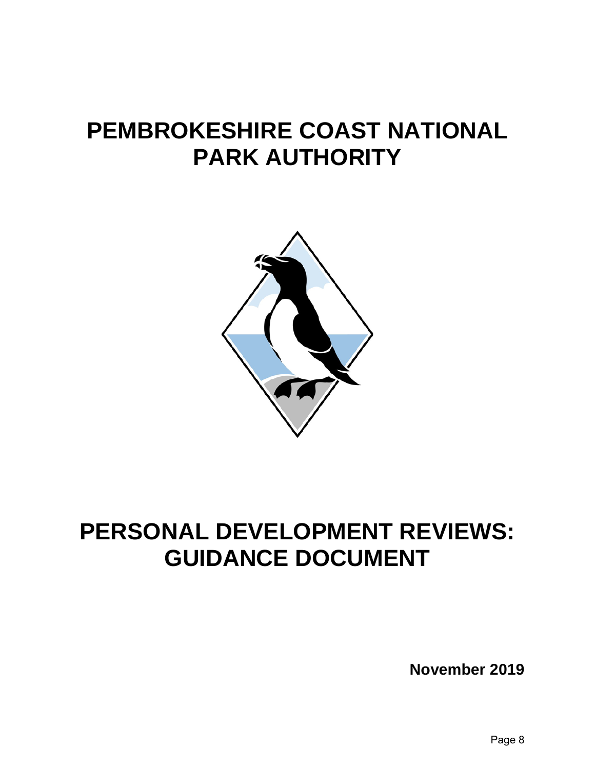# PEMBROKESHIRE COAST NATIONAL PARK AUTHORITY

# PERSONAL DEVELOPMENT REVIEWS: GUIDANCE DOCUMENT

**November 2019**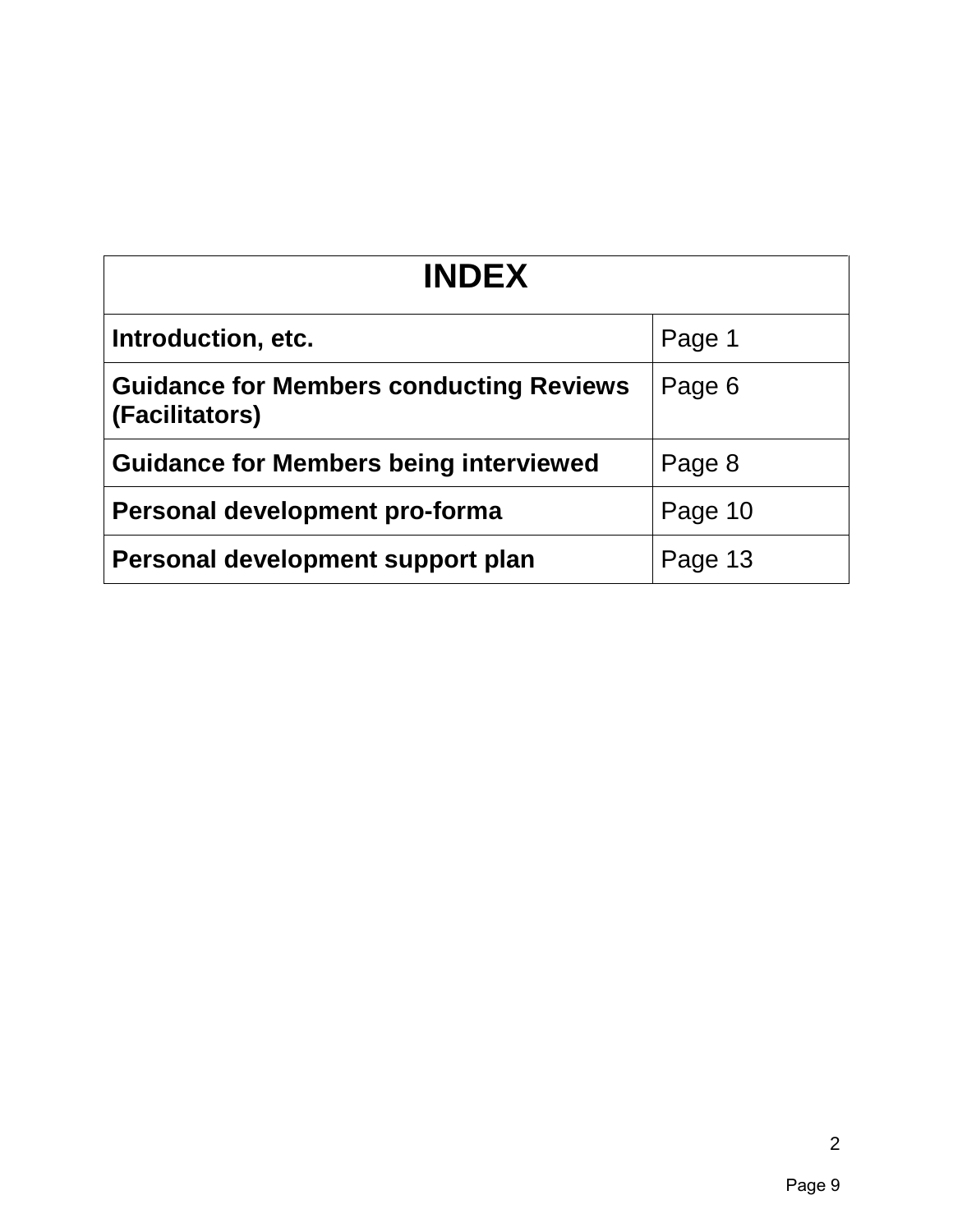| INDEX | |
| --- | --- |
| **Introduction, etc.** | Page 1 |
| **Guidance for Members conducting Reviews (Facilitators)** | Page 6 |
| **Guidance for Members being interviewed** | Page 8 |
| **Personal development pro-forma** | Page 10 |
| **Personal development support plan** | Page 13 |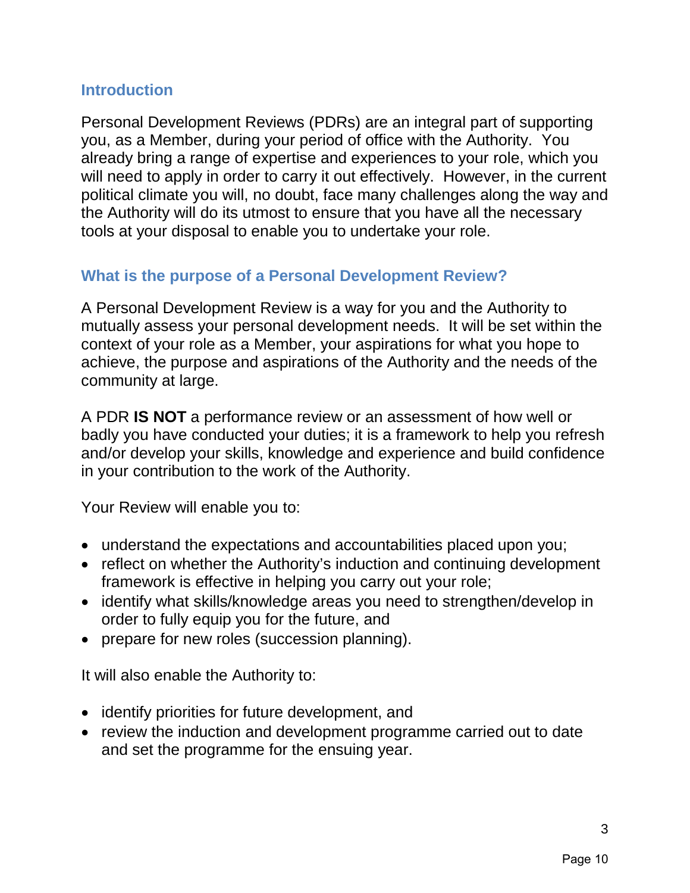## Introduction

Personal Development Reviews (PDRs) are an integral part of supporting you, as a Member, during your period of office with the Authority. You already bring a range of expertise and experiences to your role, which you will need to apply in order to carry it out effectively. However, in the current political climate you will, no doubt, face many challenges along the way and the Authority will do its utmost to ensure that you have all the necessary tools at your disposal to enable you to undertake your role.

## What is the purpose of a Personal Development Review?

A Personal Development Review is a way for you and the Authority to mutually assess your personal development needs. It will be set within the context of your role as a Member, your aspirations for what you hope to achieve, the purpose and aspirations of the Authority and the needs of the community at large.

A PDR **IS NOT** a performance review or an assessment of how well or badly you have conducted your duties; it is a framework to help you refresh and/or develop your skills, knowledge and experience and build confidence in your contribution to the work of the Authority.

Your Review will enable you to:

- understand the expectations and accountabilities placed upon you;
- reflect on whether the Authority's induction and continuing development framework is effective in helping you carry out your role;
- identify what skills/knowledge areas you need to strengthen/develop in order to fully equip you for the future, and
- prepare for new roles (succession planning).

It will also enable the Authority to:

- identify priorities for future development, and
- review the induction and development programme carried out to date and set the programme for the ensuing year.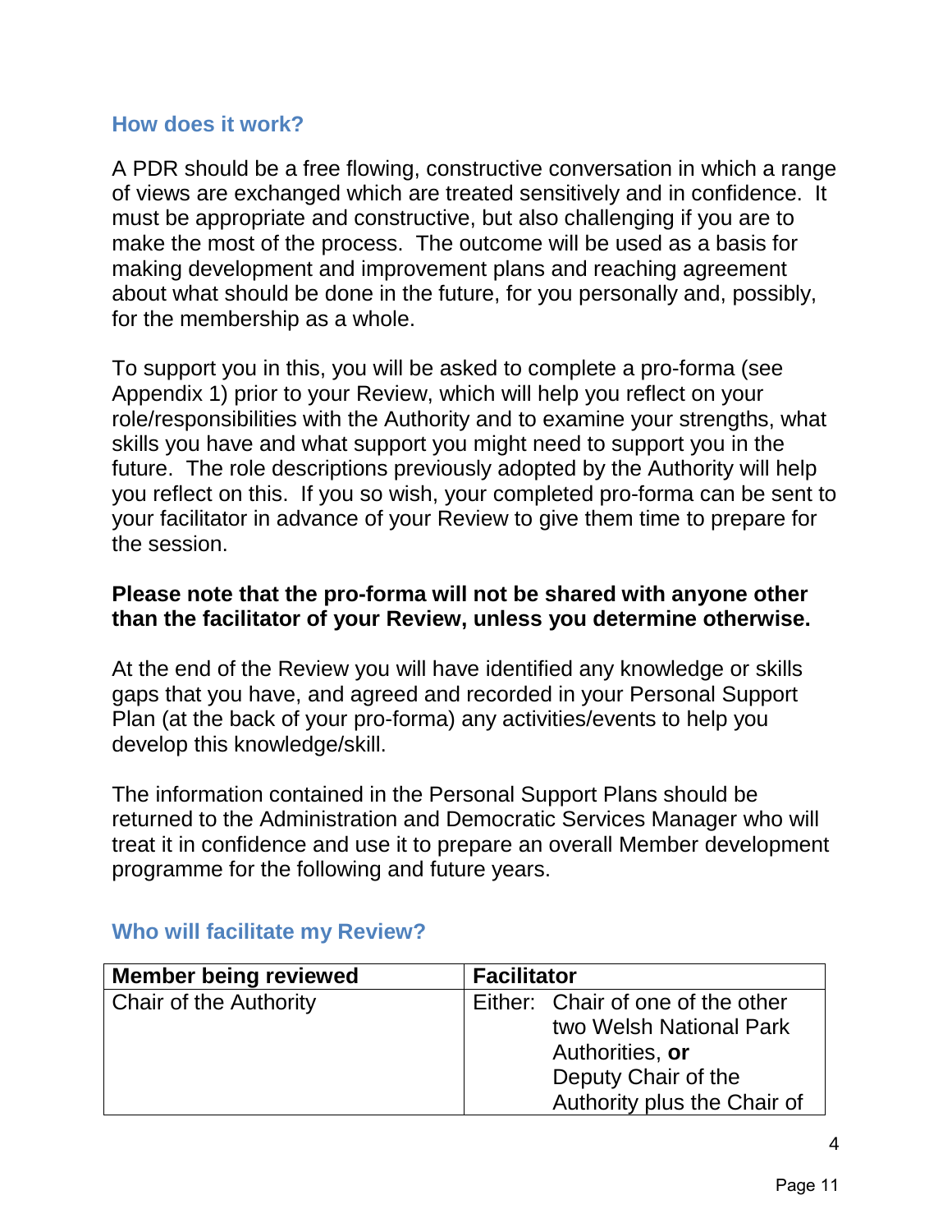## How does it work?

A PDR should be a free flowing, constructive conversation in which a range of views are exchanged which are treated sensitively and in confidence. It must be appropriate and constructive, but also challenging if you are to make the most of the process. The outcome will be used as a basis for making development and improvement plans and reaching agreement about what should be done in the future, for you personally and, possibly, for the membership as a whole.

To support you in this, you will be asked to complete a pro-forma (see Appendix 1) prior to your Review, which will help you reflect on your role/responsibilities with the Authority and to examine your strengths, what skills you have and what support you might need to support you in the future. The role descriptions previously adopted by the Authority will help you reflect on this. If you so wish, your completed pro-forma can be sent to your facilitator in advance of your Review to give them time to prepare for the session.

**Please note that the pro-forma will not be shared with anyone other than the facilitator of your Review, unless you determine otherwise.**

At the end of the Review you will have identified any knowledge or skills gaps that you have, and agreed and recorded in your Personal Support Plan (at the back of your pro-forma) any activities/events to help you develop this knowledge/skill.

The information contained in the Personal Support Plans should be returned to the Administration and Democratic Services Manager who will treat it in confidence and use it to prepare an overall Member development programme for the following and future years.

## Who will facilitate my Review?

| Member being reviewed | Facilitator |
| --- | --- |
| Chair of the Authority | Either: Chair of one of the other two Welsh National Park Authorities, **or** Deputy Chair of the Authority plus the Chair of |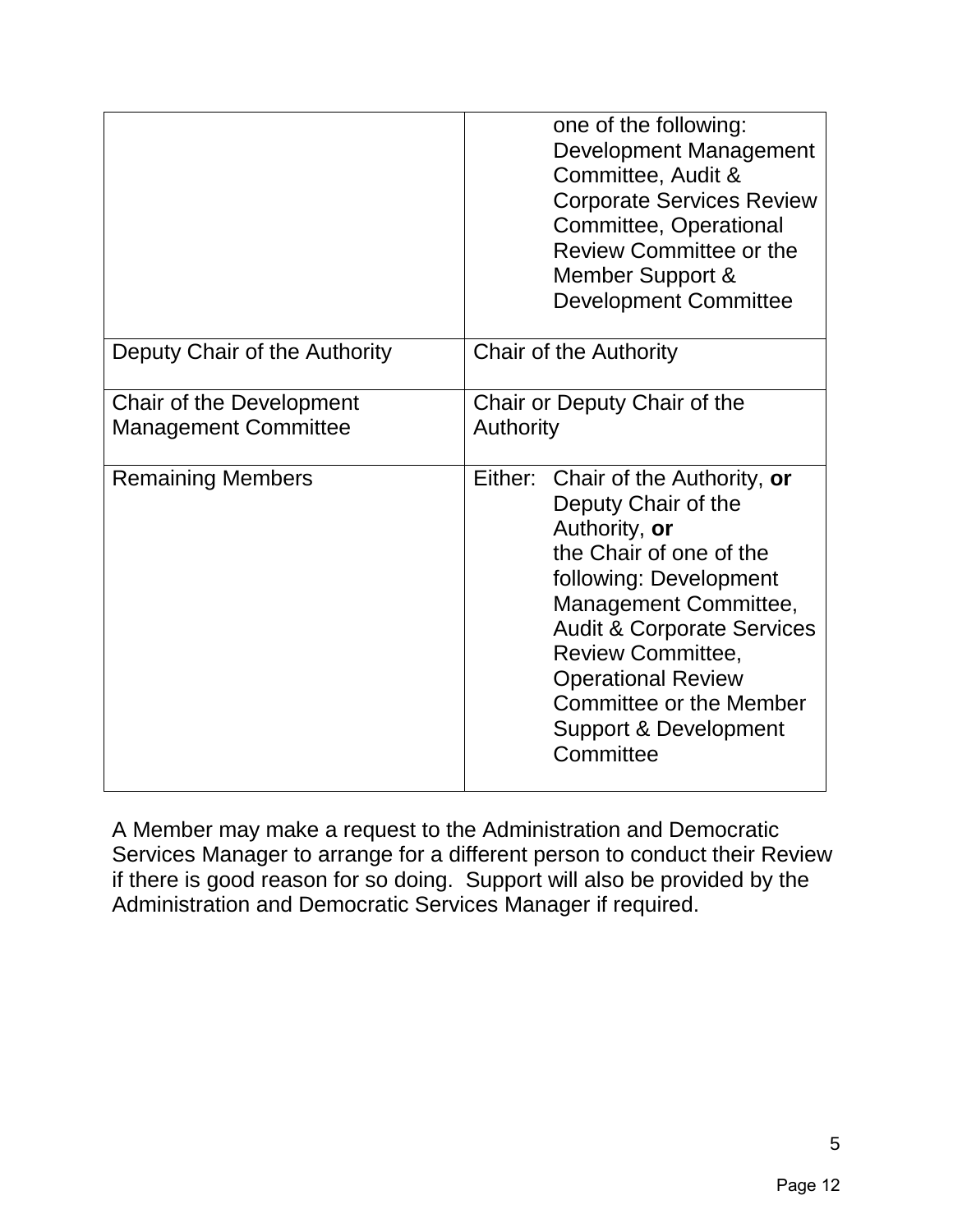| | |
|---|---|
| | one of the following: Development Management Committee, Audit & Corporate Services Review Committee, Operational Review Committee or the Member Support & Development Committee |
| Deputy Chair of the Authority | Chair of the Authority |
| Chair of the Development Management Committee | Chair or Deputy Chair of the Authority |
| Remaining Members | Either: Chair of the Authority, **or** Deputy Chair of the Authority, **or** the Chair of one of the following: Development Management Committee, Audit & Corporate Services Review Committee, Operational Review Committee or the Member Support & Development Committee |

A Member may make a request to the Administration and Democratic Services Manager to arrange for a different person to conduct their Review if there is good reason for so doing. Support will also be provided by the Administration and Democratic Services Manager if required.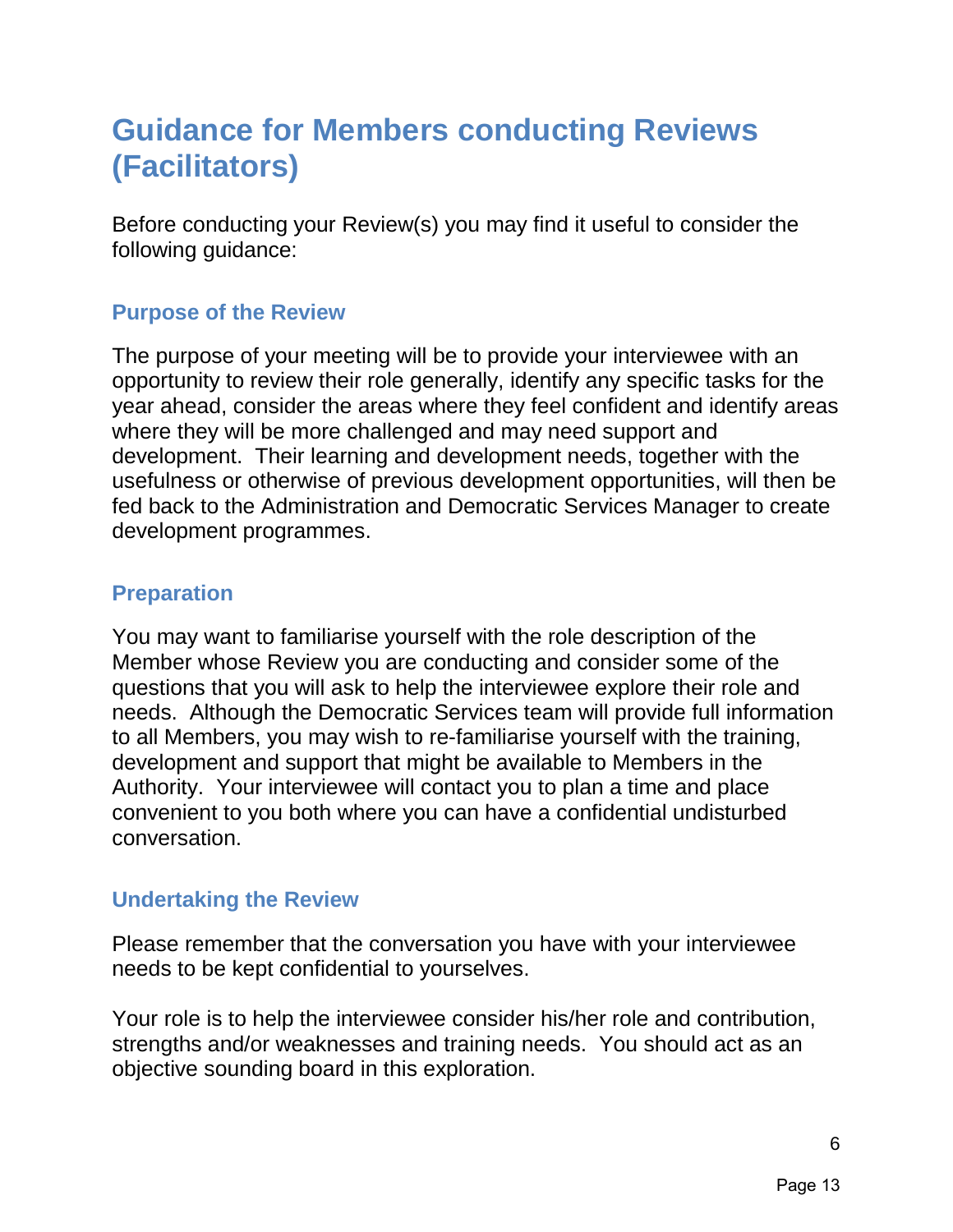# Guidance for Members conducting Reviews (Facilitators)

Before conducting your Review(s) you may find it useful to consider the following guidance:

## Purpose of the Review

The purpose of your meeting will be to provide your interviewee with an opportunity to review their role generally, identify any specific tasks for the year ahead, consider the areas where they feel confident and identify areas where they will be more challenged and may need support and development. Their learning and development needs, together with the usefulness or otherwise of previous development opportunities, will then be fed back to the Administration and Democratic Services Manager to create development programmes.

## Preparation

You may want to familiarise yourself with the role description of the Member whose Review you are conducting and consider some of the questions that you will ask to help the interviewee explore their role and needs. Although the Democratic Services team will provide full information to all Members, you may wish to re-familiarise yourself with the training, development and support that might be available to Members in the Authority. Your interviewee will contact you to plan a time and place convenient to you both where you can have a confidential undisturbed conversation.

## Undertaking the Review

Please remember that the conversation you have with your interviewee needs to be kept confidential to yourselves.

Your role is to help the interviewee consider his/her role and contribution, strengths and/or weaknesses and training needs. You should act as an objective sounding board in this exploration.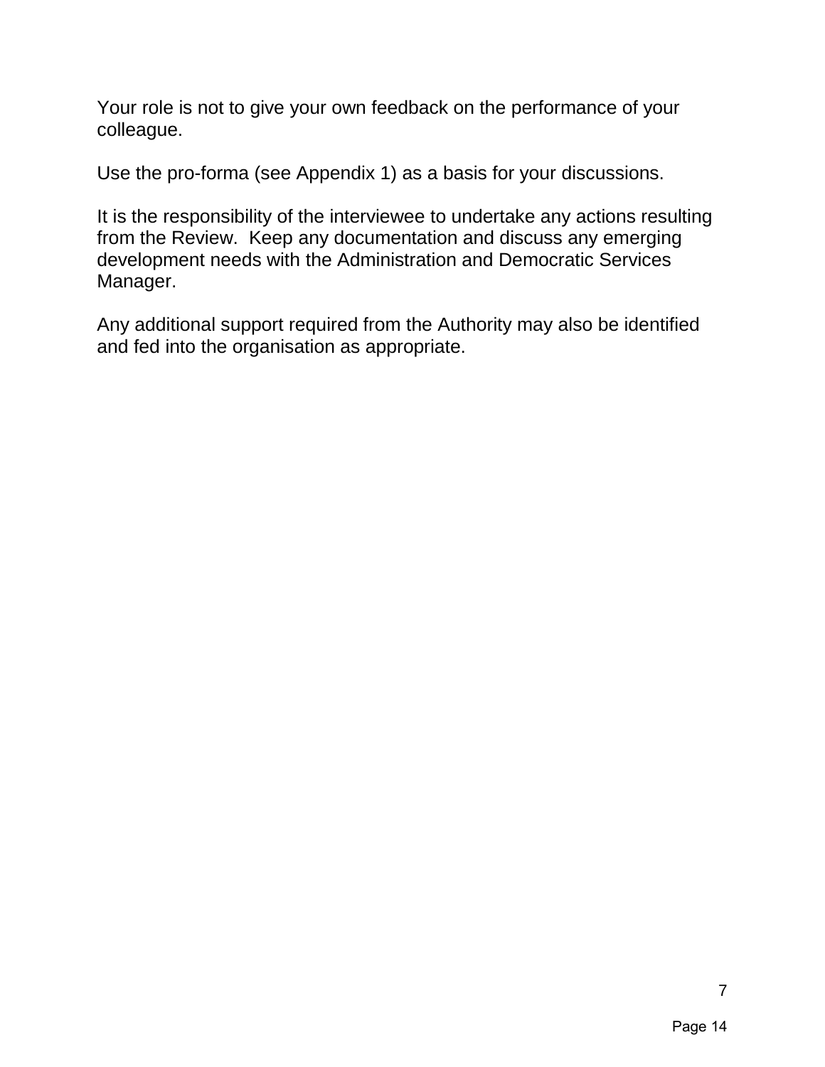Your role is not to give your own feedback on the performance of your colleague.

Use the pro-forma (see Appendix 1) as a basis for your discussions.

It is the responsibility of the interviewee to undertake any actions resulting from the Review.  Keep any documentation and discuss any emerging development needs with the Administration and Democratic Services Manager.

Any additional support required from the Authority may also be identified and fed into the organisation as appropriate.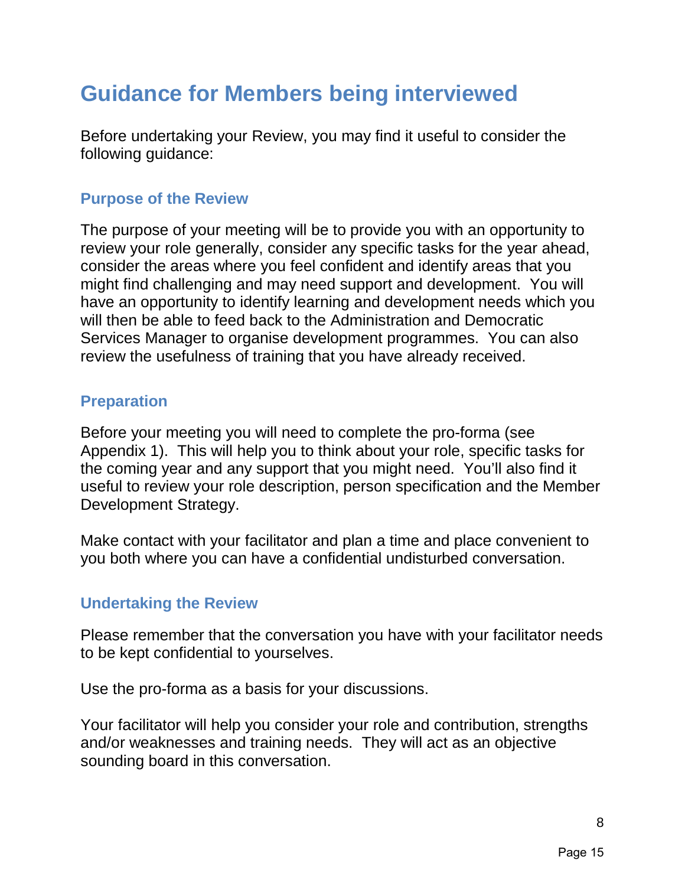# Guidance for Members being interviewed

Before undertaking your Review, you may find it useful to consider the following guidance:

### Purpose of the Review

The purpose of your meeting will be to provide you with an opportunity to review your role generally, consider any specific tasks for the year ahead, consider the areas where you feel confident and identify areas that you might find challenging and may need support and development. You will have an opportunity to identify learning and development needs which you will then be able to feed back to the Administration and Democratic Services Manager to organise development programmes. You can also review the usefulness of training that you have already received.

### Preparation

Before your meeting you will need to complete the pro-forma (see Appendix 1). This will help you to think about your role, specific tasks for the coming year and any support that you might need. You'll also find it useful to review your role description, person specification and the Member Development Strategy.

Make contact with your facilitator and plan a time and place convenient to you both where you can have a confidential undisturbed conversation.

### Undertaking the Review

Please remember that the conversation you have with your facilitator needs to be kept confidential to yourselves.

Use the pro-forma as a basis for your discussions.

Your facilitator will help you consider your role and contribution, strengths and/or weaknesses and training needs. They will act as an objective sounding board in this conversation.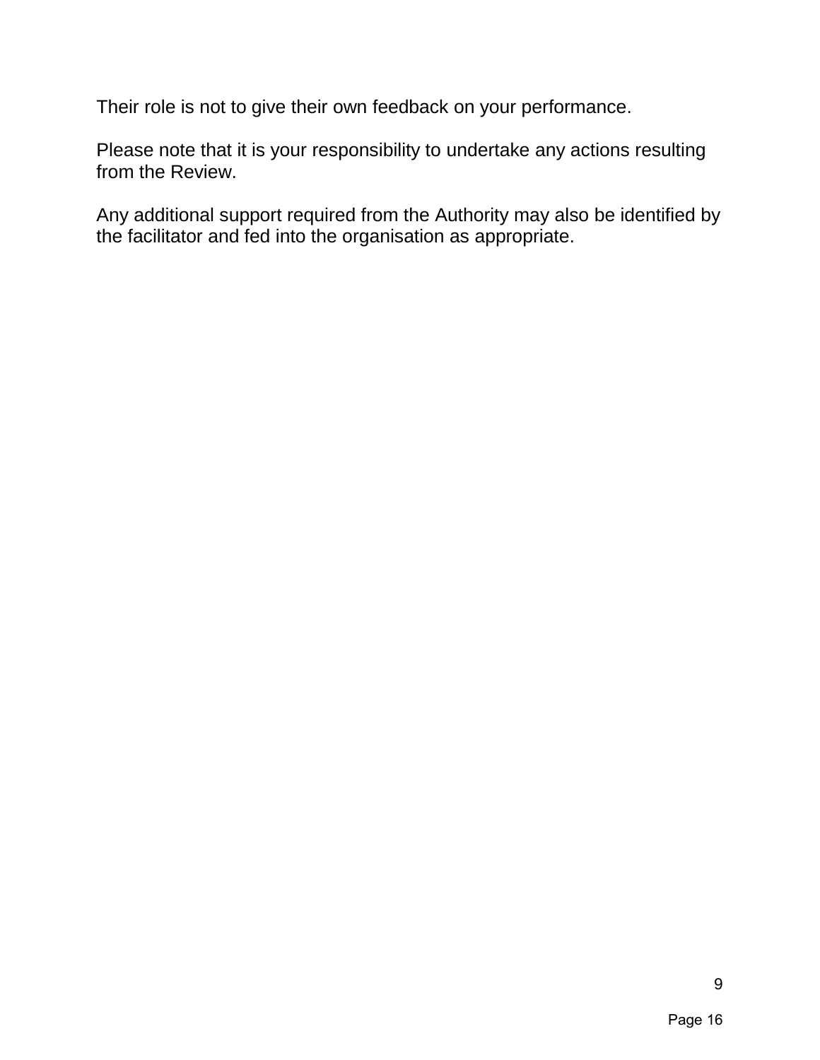Their role is not to give their own feedback on your performance.

Please note that it is your responsibility to undertake any actions resulting from the Review.

Any additional support required from the Authority may also be identified by the facilitator and fed into the organisation as appropriate.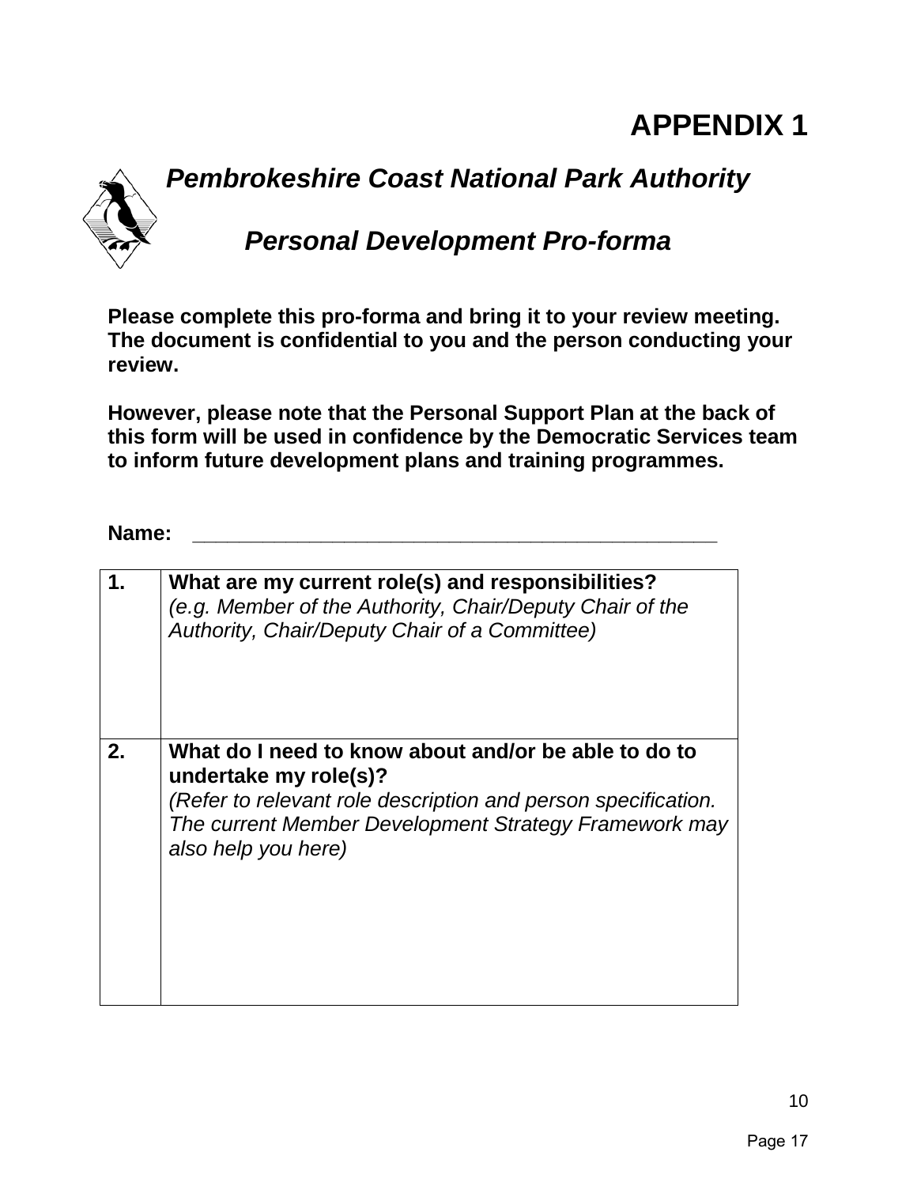# APPENDIX 1

## *Pembrokeshire Coast National Park Authority*

## *Personal Development Pro-forma*

**Please complete this pro-forma and bring it to your review meeting. The document is confidential to you and the person conducting your review.**

**However, please note that the Personal Support Plan at the back of this form will be used in confidence by the Democratic Services team to inform future development plans and training programmes.**

**Name:** ______________________________________________

| | |
|---|---|
| **1.** | **What are my current role(s) and responsibilities?**<br>*(e.g. Member of the Authority, Chair/Deputy Chair of the Authority, Chair/Deputy Chair of a Committee)* |
| **2.** | **What do I need to know about and/or be able to do to undertake my role(s)?**<br>*(Refer to relevant role description and person specification. The current Member Development Strategy Framework may also help you here)* |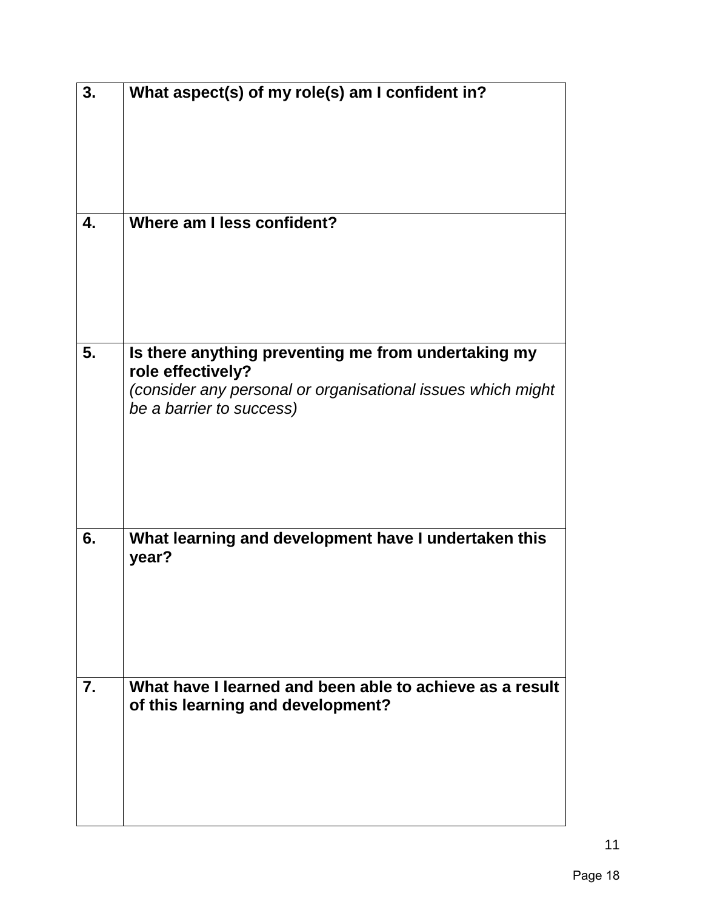| | |
|---|---|
| **3.** | **What aspect(s) of my role(s) am I confident in?** |
| **4.** | **Where am I less confident?** |
| **5.** | **Is there anything preventing me from undertaking my role effectively?** *(consider any personal or organisational issues which might be a barrier to success)* |
| **6.** | **What learning and development have I undertaken this year?** |
| **7.** | **What have I learned and been able to achieve as a result of this learning and development?** |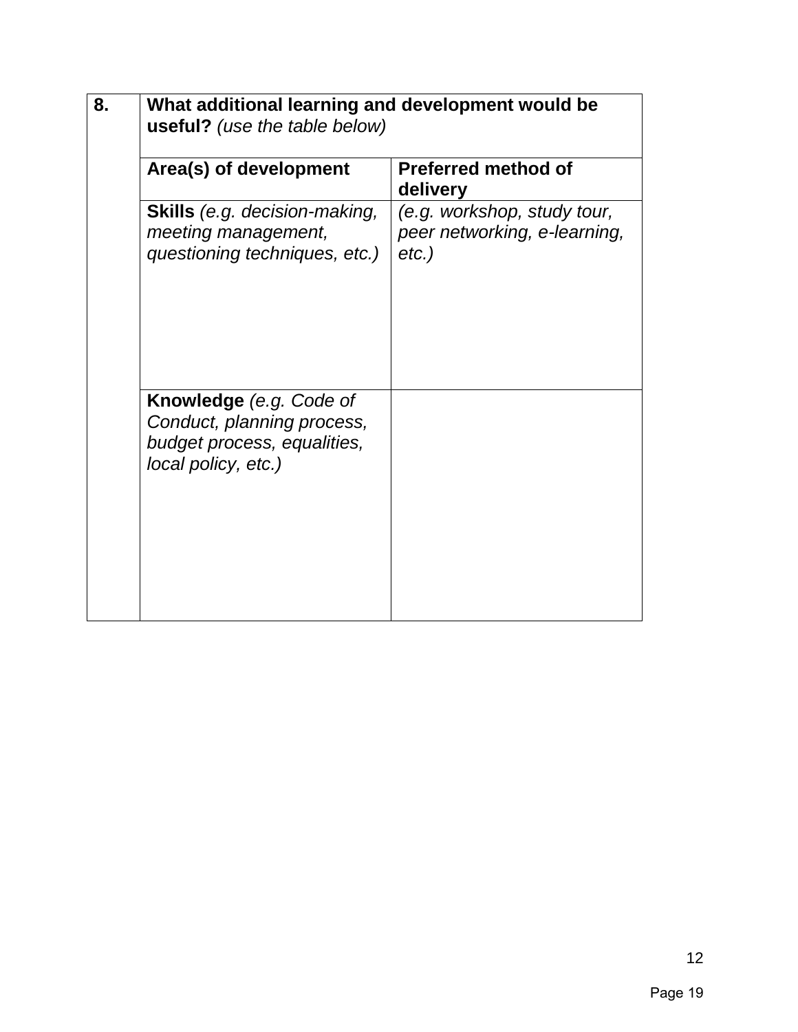| 8. | **What additional learning and development would be useful?** *(use the table below)* | |
|---|---|---|
| | **Area(s) of development** | **Preferred method of delivery** |
| | **Skills** *(e.g. decision-making, meeting management, questioning techniques, etc.)* | *(e.g. workshop, study tour, peer networking, e-learning, etc.)* |
| | **Knowledge** *(e.g. Code of Conduct, planning process, budget process, equalities, local policy, etc.)* | |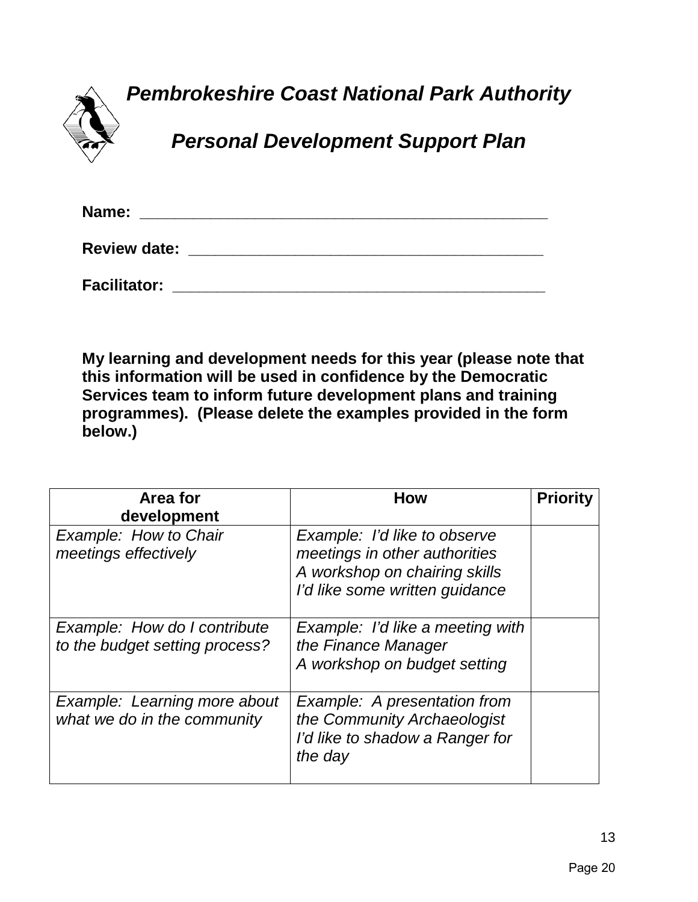# *Pembrokeshire Coast National Park Authority*

## *Personal Development Support Plan*

**Name:** ___________________________________________

**Review date:** _____________________________________

**Facilitator:** ______________________________________

**My learning and development needs for this year (please note that this information will be used in confidence by the Democratic Services team to inform future development plans and training programmes). (Please delete the examples provided in the form below.)**

| Area for development | How | Priority |
|---|---|---|
| *Example: How to Chair meetings effectively* | *Example: I'd like to observe meetings in other authorities*<br>*A workshop on chairing skills*<br>*I'd like some written guidance* | |
| *Example: How do I contribute to the budget setting process?* | *Example: I'd like a meeting with the Finance Manager*<br>*A workshop on budget setting* | |
| *Example: Learning more about what we do in the community* | *Example: A presentation from the Community Archaeologist*<br>*I'd like to shadow a Ranger for the day* | |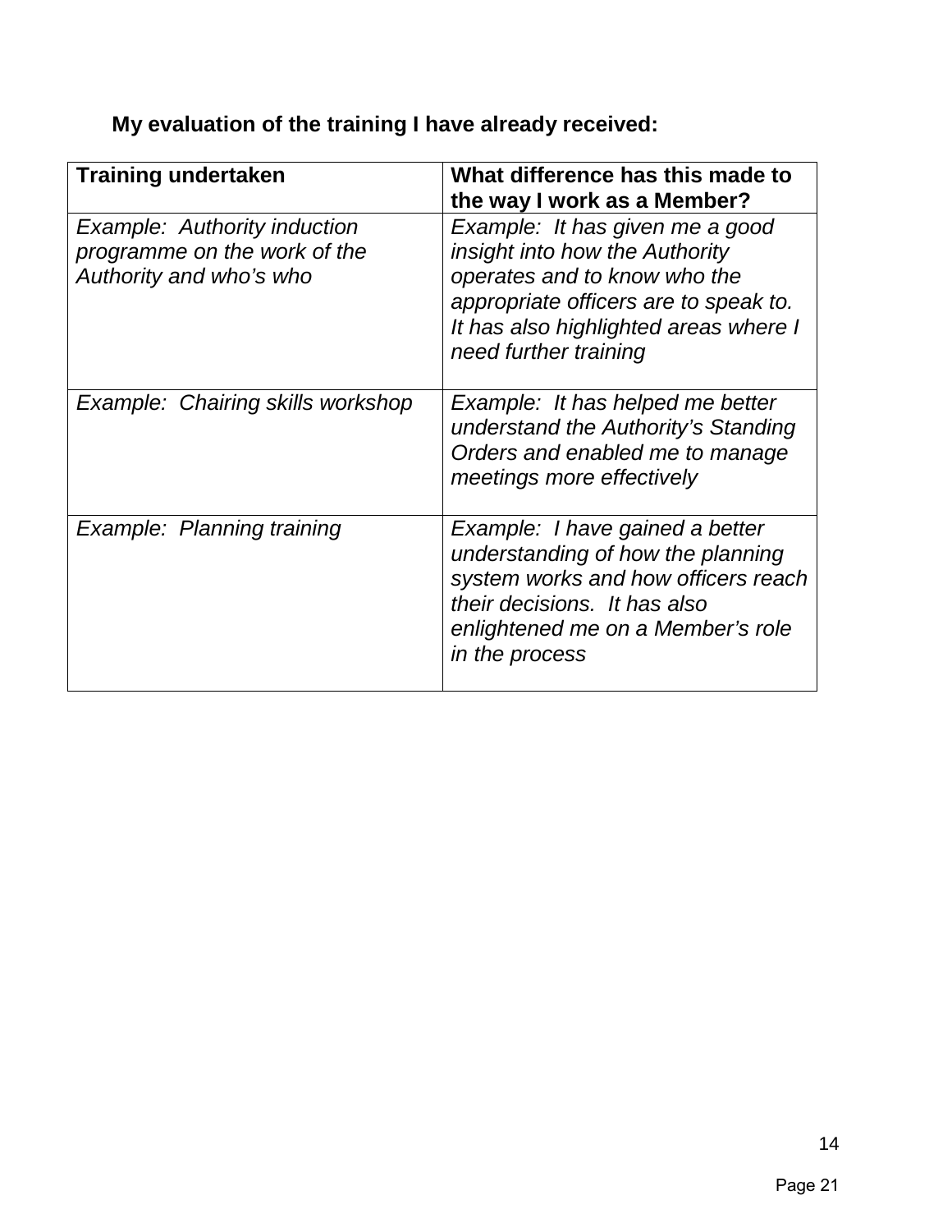**My evaluation of the training I have already received:**

| Training undertaken | What difference has this made to the way I work as a Member? |
|---|---|
| *Example: Authority induction programme on the work of the Authority and who's who* | *Example: It has given me a good insight into how the Authority operates and to know who the appropriate officers are to speak to. It has also highlighted areas where I need further training* |
| *Example: Chairing skills workshop* | *Example: It has helped me better understand the Authority's Standing Orders and enabled me to manage meetings more effectively* |
| *Example: Planning training* | *Example: I have gained a better understanding of how the planning system works and how officers reach their decisions. It has also enlightened me on a Member's role in the process* |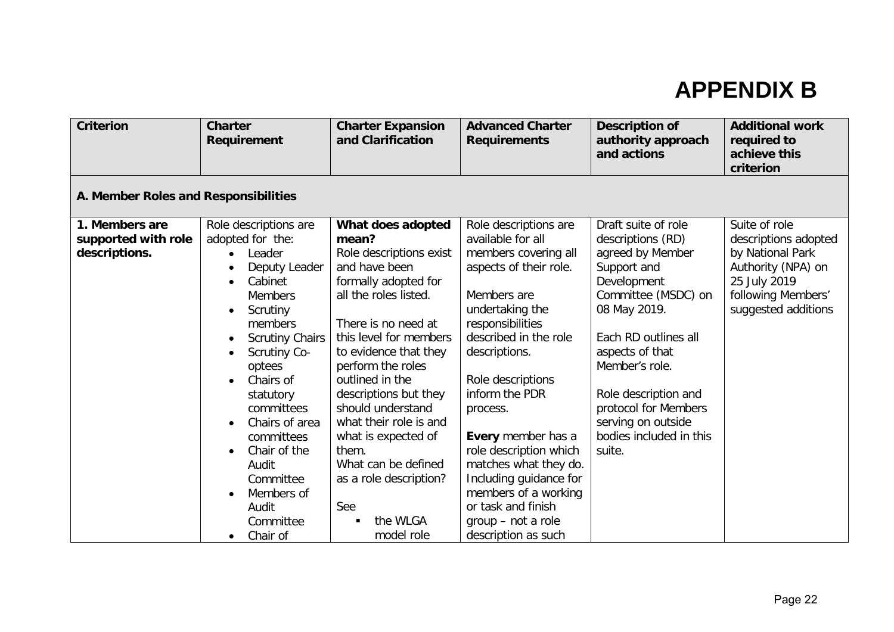# APPENDIX B

| Criterion | Charter Requirement | Charter Expansion and Clarification | Advanced Charter Requirements | Description of authority approach and actions | Additional work required to achieve this criterion |
|---|---|---|---|---|---|
| **A. Member Roles and Responsibilities** | | | | | |
| **1. Members are supported with role descriptions.** | Role descriptions are adopted for the:<br>• Leader<br>• Deputy Leader<br>• Cabinet Members<br>• Scrutiny members<br>• Scrutiny Chairs<br>• Scrutiny Co-optees<br>• Chairs of statutory committees<br>• Chairs of area committees<br>• Chair of the Audit Committee<br>• Members of Audit Committee<br>• Chair of | **What does adopted mean?**<br>Role descriptions exist and have been formally adopted for all the roles listed.<br><br>There is no need at this level for members to evidence that they perform the roles outlined in the descriptions but they should understand what their role is and what is expected of them.<br>What can be defined as a role description?<br><br>See<br>▪ the WLGA model role | Role descriptions are available for all members covering all aspects of their role.<br><br>Members are undertaking the responsibilities described in the role descriptions.<br><br>Role descriptions inform the PDR process.<br><br>**Every** member has a role description which matches what they do. Including guidance for members of a working or task and finish group – not a role description as such | Draft suite of role descriptions (RD) agreed by Member Support and Development Committee (MSDC) on 08 May 2019.<br><br>Each RD outlines all aspects of that Member's role.<br><br>Role description and protocol for Members serving on outside bodies included in this suite. | Suite of role descriptions adopted by National Park Authority (NPA) on 25 July 2019 following Members' suggested additions |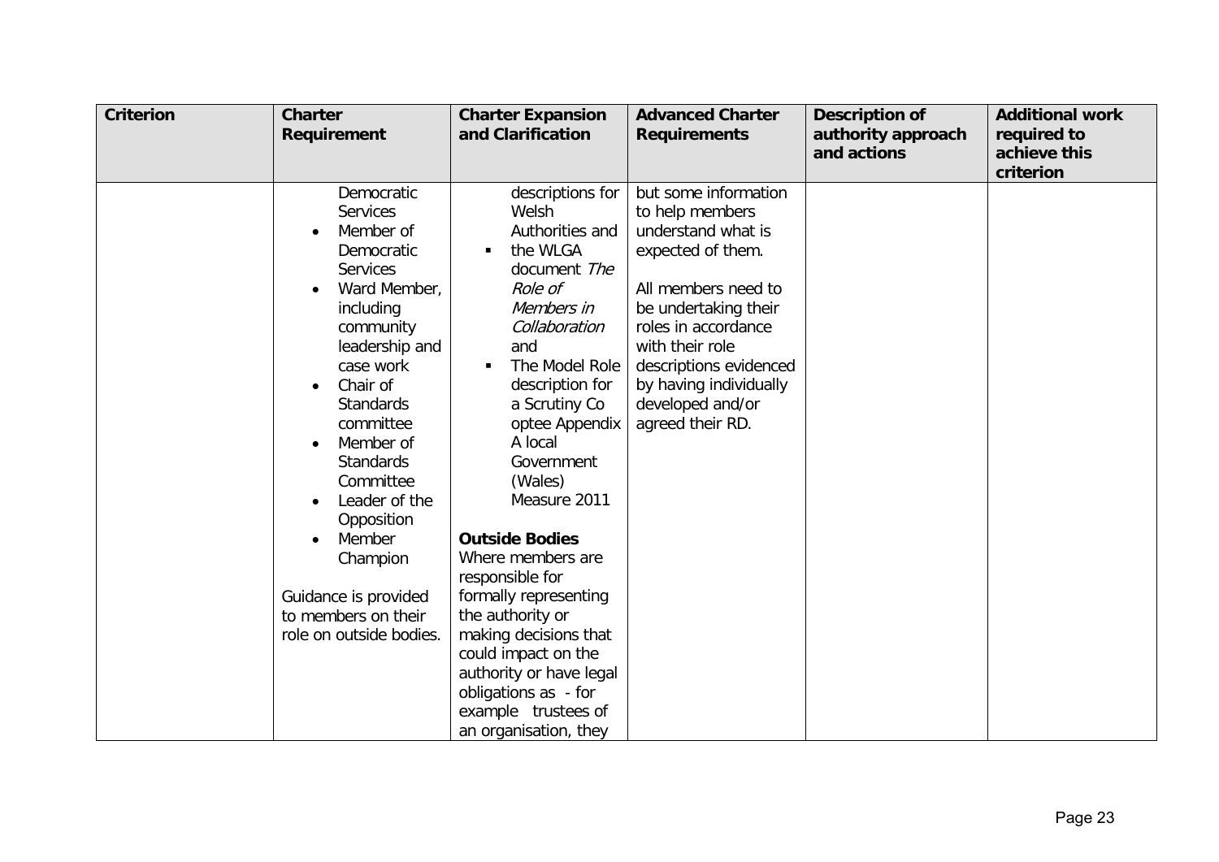| Criterion | Charter Requirement | Charter Expansion and Clarification | Advanced Charter Requirements | Description of authority approach and actions | Additional work required to achieve this criterion |
|---|---|---|---|---|---|
| | Democratic Services<br>• Member of Democratic Services<br>• Ward Member, including community leadership and case work<br>• Chair of Standards committee<br>• Member of Standards Committee<br>• Leader of the Opposition<br>• Member Champion<br><br>Guidance is provided to members on their role on outside bodies. | descriptions for Welsh Authorities and<br>▪ the WLGA document *The Role of Members in Collaboration* and<br>▪ The Model Role description for a Scrutiny Co optee Appendix A local Government (Wales) Measure 2011<br><br>**Outside Bodies**<br>Where members are responsible for formally representing the authority or making decisions that could impact on the authority or have legal obligations as - for example trustees of an organisation, they | but some information to help members understand what is expected of them.<br><br>All members need to be undertaking their roles in accordance with their role descriptions evidenced by having individually developed and/or agreed their RD. | | |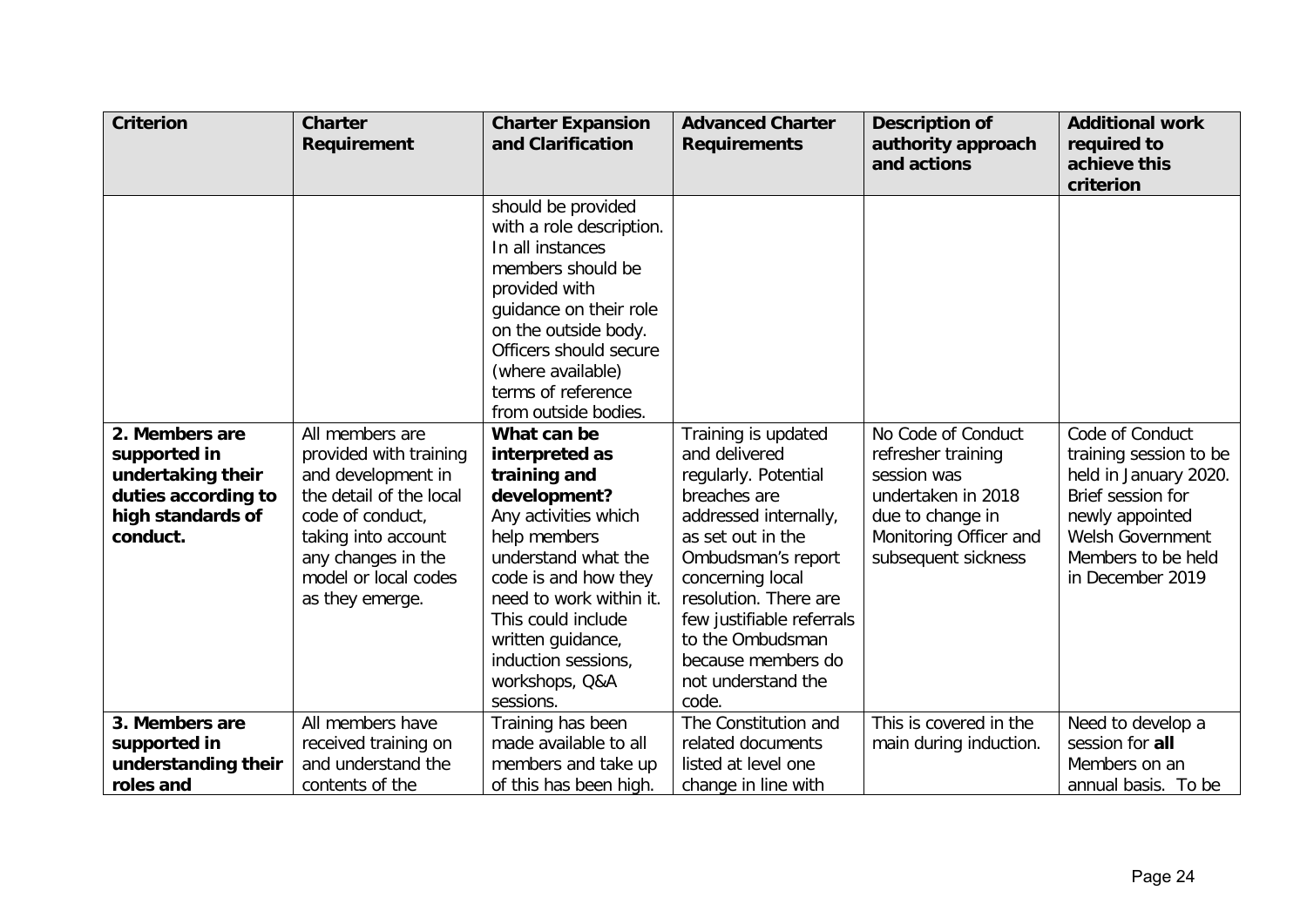| Criterion | Charter Requirement | Charter Expansion and Clarification | Advanced Charter Requirements | Description of authority approach and actions | Additional work required to achieve this criterion |
|---|---|---|---|---|---|
| | | should be provided with a role description. In all instances members should be provided with guidance on their role on the outside body. Officers should secure (where available) terms of reference from outside bodies. | | | |
| **2. Members are supported in undertaking their duties according to high standards of conduct.** | All members are provided with training and development in the detail of the local code of conduct, taking into account any changes in the model or local codes as they emerge. | **What can be interpreted as training and development?** Any activities which help members understand what the code is and how they need to work within it. This could include written guidance, induction sessions, workshops, Q&A sessions. | Training is updated and delivered regularly. Potential breaches are addressed internally, as set out in the Ombudsman's report concerning local resolution. There are few justifiable referrals to the Ombudsman because members do not understand the code. | No Code of Conduct refresher training session was undertaken in 2018 due to change in Monitoring Officer and subsequent sickness | Code of Conduct training session to be held in January 2020. Brief session for newly appointed Welsh Government Members to be held in December 2019 |
| **3. Members are supported in understanding their roles and** | All members have received training on and understand the contents of the | Training has been made available to all members and take up of this has been high. | The Constitution and related documents listed at level one change in line with | This is covered in the main during induction. | Need to develop a session for **all** Members on an annual basis. To be |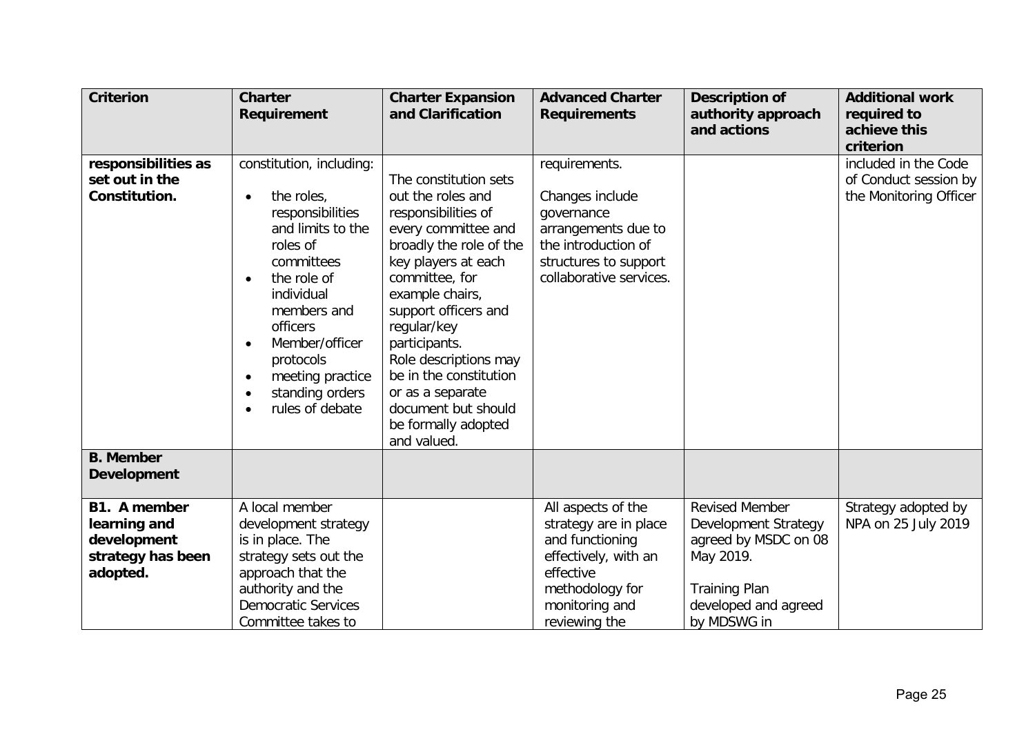| Criterion | Charter Requirement | Charter Expansion and Clarification | Advanced Charter Requirements | Description of authority approach and actions | Additional work required to achieve this criterion |
|---|---|---|---|---|---|
| **responsibilities as set out in the Constitution.** | constitution, including:<br>• the roles, responsibilities and limits to the roles of committees<br>• the role of individual members and officers<br>• Member/officer protocols<br>• meeting practice<br>• standing orders<br>• rules of debate | The constitution sets out the roles and responsibilities of every committee and broadly the role of the key players at each committee, for example chairs, support officers and regular/key participants.<br>Role descriptions may be in the constitution or as a separate document but should be formally adopted and valued. | requirements.<br><br>Changes include governance arrangements due to the introduction of structures to support collaborative services. | | included in the Code of Conduct session by the Monitoring Officer |
| **B. Member Development** | | | | | |
| **B1. A member learning and development strategy has been adopted.** | A local member development strategy is in place. The strategy sets out the approach that the authority and the Democratic Services Committee takes to | | All aspects of the strategy are in place and functioning effectively, with an effective methodology for monitoring and reviewing the | Revised Member Development Strategy agreed by MSDC on 08 May 2019.<br><br>Training Plan developed and agreed by MDSWG in | Strategy adopted by NPA on 25 July 2019 |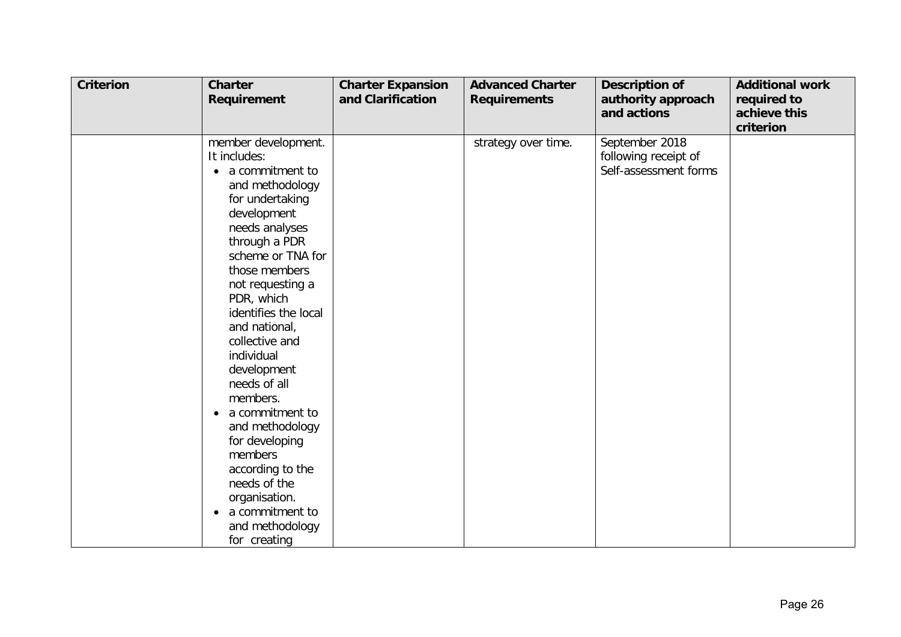| Criterion | Charter Requirement | Charter Expansion and Clarification | Advanced Charter Requirements | Description of authority approach and actions | Additional work required to achieve this criterion |
|---|---|---|---|---|---|
| | member development. It includes: <br>• a commitment to and methodology for undertaking development needs analyses through a PDR scheme or TNA for those members not requesting a PDR, which identifies the local and national, collective and individual development needs of all members. <br>• a commitment to and methodology for developing members according to the needs of the organisation. <br>• a commitment to and methodology for creating | | strategy over time. | September 2018 following receipt of Self-assessment forms | |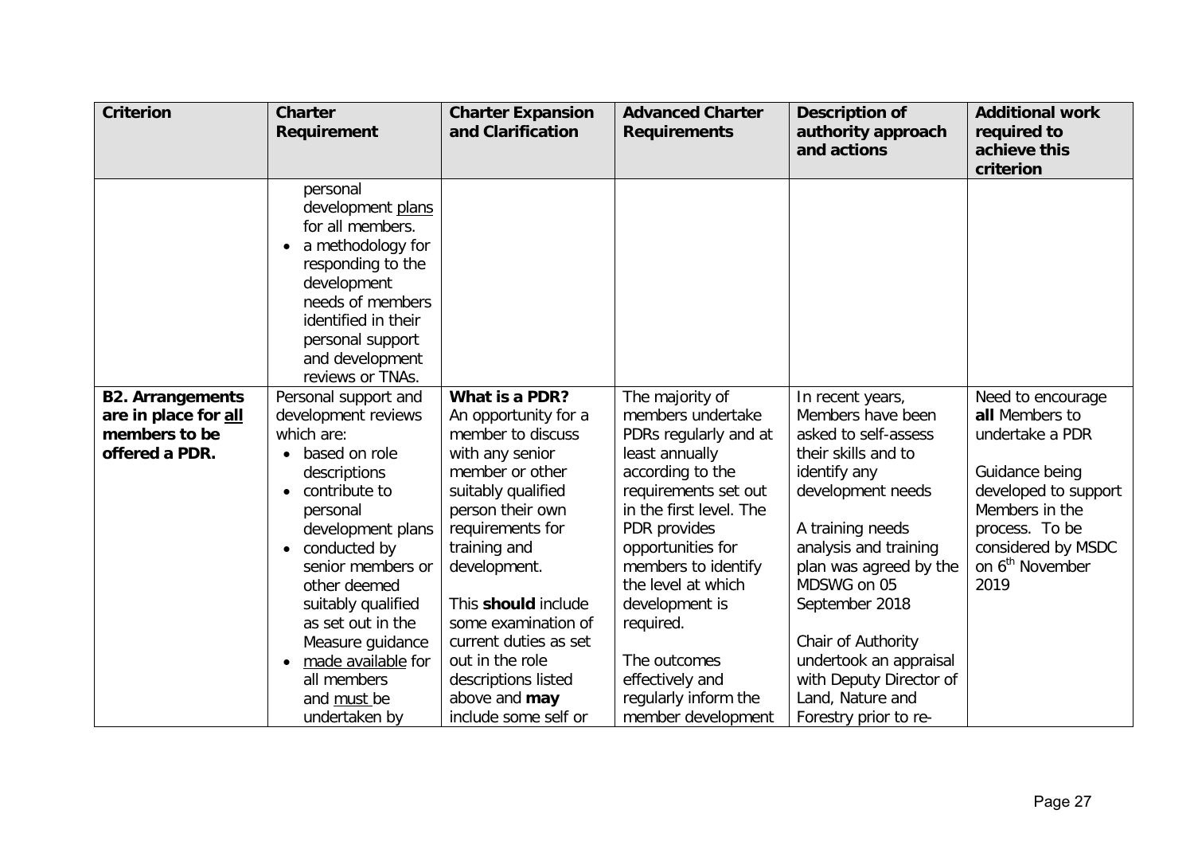| Criterion | Charter Requirement | Charter Expansion and Clarification | Advanced Charter Requirements | Description of authority approach and actions | Additional work required to achieve this criterion |
|---|---|---|---|---|---|
| | personal development plans for all members.<br>• a methodology for responding to the development needs of members identified in their personal support and development reviews or TNAs. | | | | |
| **B2. Arrangements are in place for all members to be offered a PDR.** | Personal support and development reviews which are:<br>• based on role descriptions<br>• contribute to personal development plans<br>• conducted by senior members or other deemed suitably qualified as set out in the Measure guidance<br>• made available for all members and must be undertaken by | **What is a PDR?**<br>An opportunity for a member to discuss with any senior member or other suitably qualified person their own requirements for training and development.<br><br>This **should** include some examination of current duties as set out in the role descriptions listed above and **may** include some self or | The majority of members undertake PDRs regularly and at least annually according to the requirements set out in the first level. The PDR provides opportunities for members to identify the level at which development is required.<br><br>The outcomes effectively and regularly inform the member development | In recent years, Members have been asked to self-assess their skills and to identify any development needs<br><br>A training needs analysis and training plan was agreed by the MDSWG on 05 September 2018<br><br>Chair of Authority undertook an appraisal with Deputy Director of Land, Nature and Forestry prior to re- | Need to encourage **all** Members to undertake a PDR<br><br>Guidance being developed to support Members in the process. To be considered by MSDC on 6th November 2019 |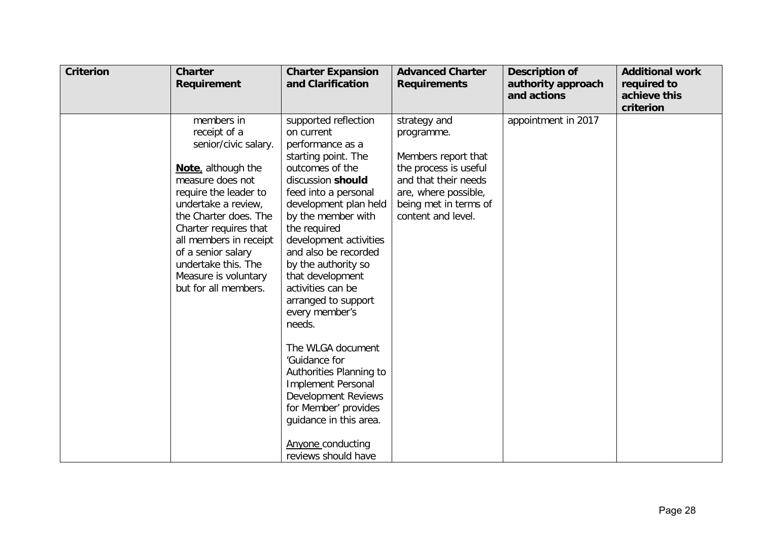| Criterion | Charter Requirement | Charter Expansion and Clarification | Advanced Charter Requirements | Description of authority approach and actions | Additional work required to achieve this criterion |
|---|---|---|---|---|---|
| | members in receipt of a senior/civic salary.<br><br>**Note**, although the measure does not require the leader to undertake a review, the Charter does. The Charter requires that all members in receipt of a senior salary undertake this. The Measure is voluntary but for all members. | supported reflection on current performance as a starting point. The outcomes of the discussion **should** feed into a personal development plan held by the member with the required development activities and also be recorded by the authority so that development activities can be arranged to support every member's needs.<br><br>The WLGA document 'Guidance for Authorities Planning to Implement Personal Development Reviews for Member' provides guidance in this area.<br><br>Anyone conducting reviews should have | strategy and programme.<br><br>Members report that the process is useful and that their needs are, where possible, being met in terms of content and level. | appointment in 2017 | |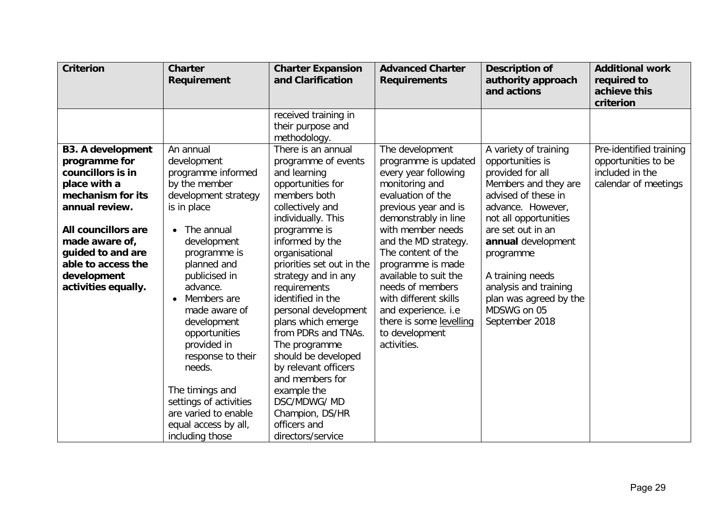| Criterion | Charter Requirement | Charter Expansion and Clarification | Advanced Charter Requirements | Description of authority approach and actions | Additional work required to achieve this criterion |
|---|---|---|---|---|---|
| | | received training in their purpose and methodology. | | | |
| **B3. A development programme for councillors is in place with a mechanism for its annual review.** **All councillors are made aware of, guided to and are able to access the development activities equally.** | An annual development programme informed by the member development strategy is in place • The annual development programme is planned and publicised in advance. • Members are made aware of development opportunities provided in response to their needs. The timings and settings of activities are varied to enable equal access by all, including those | There is an annual programme of events and learning opportunities for members both collectively and individually. This programme is informed by the organisational priorities set out in the strategy and in any requirements identified in the personal development plans which emerge from PDRs and TNAs. The programme should be developed by relevant officers and members for example the DSC/MDWG/ MD Champion, DS/HR officers and directors/service | The development programme is updated every year following monitoring and evaluation of the previous year and is demonstrably in line with member needs and the MD strategy. The content of the programme is made available to suit the needs of members with different skills and experience. i.e there is some <u>levelling</u> to development activities. | A variety of training opportunities is provided for all Members and they are advised of these in advance. However, not all opportunities are set out in an **annual** development programme A training needs analysis and training plan was agreed by the MDSWG on 05 September 2018 | Pre-identified training opportunities to be included in the calendar of meetings |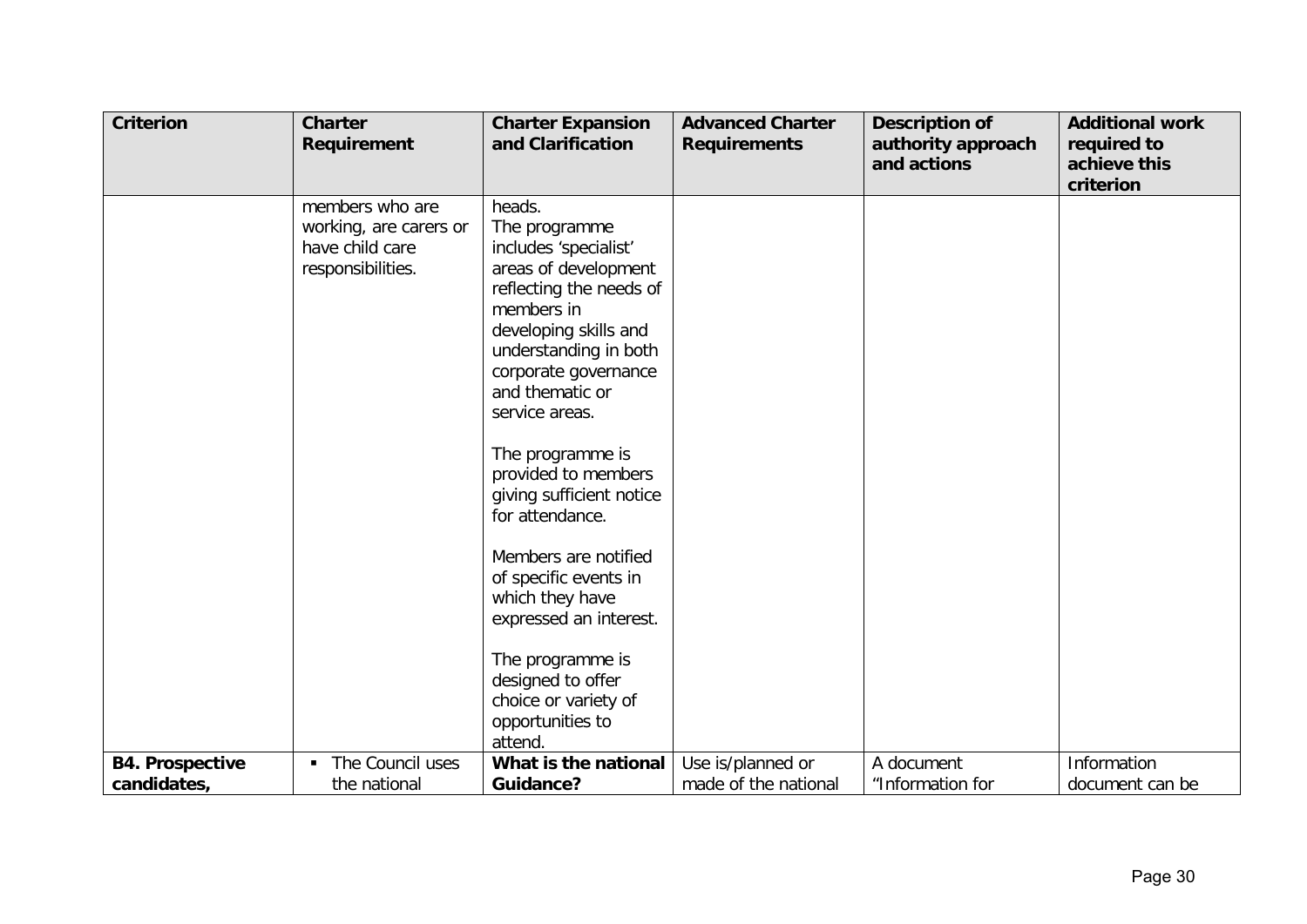| Criterion | Charter Requirement | Charter Expansion and Clarification | Advanced Charter Requirements | Description of authority approach and actions | Additional work required to achieve this criterion |
| --- | --- | --- | --- | --- | --- |
| | members who are working, are carers or have child care responsibilities. | heads.<br>The programme includes 'specialist' areas of development reflecting the needs of members in developing skills and understanding in both corporate governance and thematic or service areas.<br><br>The programme is provided to members giving sufficient notice for attendance.<br><br>Members are notified of specific events in which they have expressed an interest.<br><br>The programme is designed to offer choice or variety of opportunities to attend. | | | |
| **B4. Prospective candidates,** | ▪ The Council uses the national | **What is the national Guidance?** | Use is/planned or made of the national | A document "Information for | Information document can be |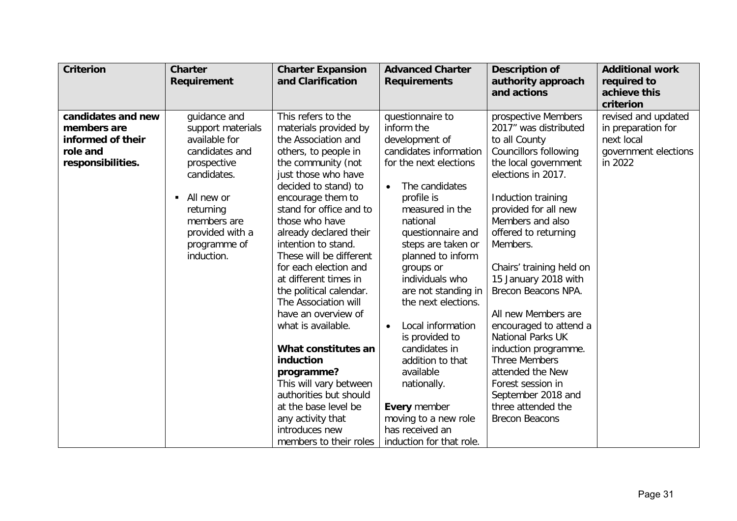| Criterion | Charter Requirement | Charter Expansion and Clarification | Advanced Charter Requirements | Description of authority approach and actions | Additional work required to achieve this criterion |
|---|---|---|---|---|---|
| **candidates and new members are informed of their role and responsibilities.** | guidance and support materials available for candidates and prospective candidates.<br><br>▪ All new or returning members are provided with a programme of induction. | This refers to the materials provided by the Association and others, to people in the community (not just those who have decided to stand) to encourage them to stand for office and to those who have already declared their intention to stand. These will be different for each election and at different times in the political calendar. The Association will have an overview of what is available.<br><br>**What constitutes an induction programme?**<br>This will vary between authorities but should at the base level be any activity that introduces new members to their roles | questionnaire to inform the development of candidates information for the next elections<br><br>• The candidates profile is measured in the national questionnaire and steps are taken or planned to inform groups or individuals who are not standing in the next elections.<br><br>• Local information is provided to candidates in addition to that available nationally.<br><br>**Every** member moving to a new role has received an induction for that role. | prospective Members 2017" was distributed to all County Councillors following the local government elections in 2017.<br><br>Induction training provided for all new Members and also offered to returning Members.<br><br>Chairs' training held on 15 January 2018 with Brecon Beacons NPA.<br><br>All new Members are encouraged to attend a National Parks UK induction programme. Three Members attended the New Forest session in September 2018 and three attended the Brecon Beacons | revised and updated in preparation for next local government elections in 2022 |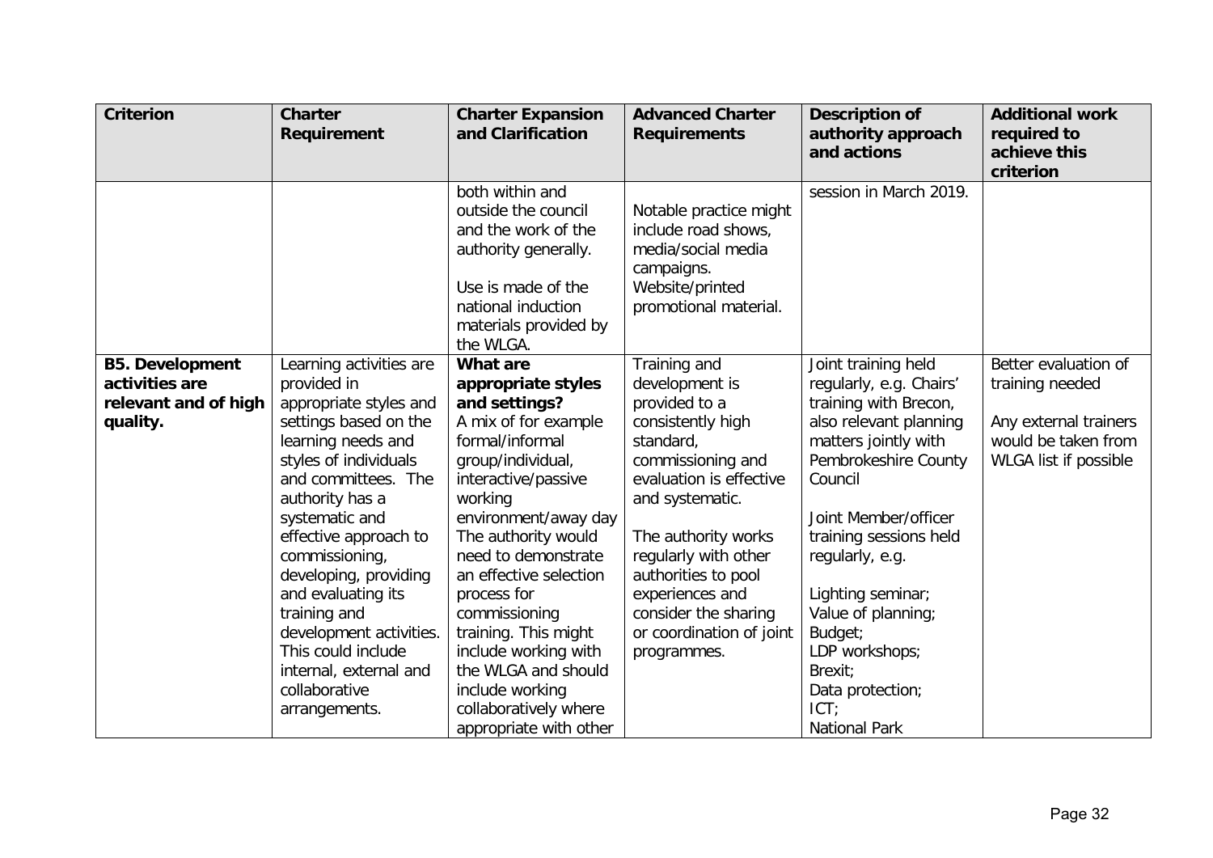| Criterion | Charter Requirement | Charter Expansion and Clarification | Advanced Charter Requirements | Description of authority approach and actions | Additional work required to achieve this criterion |
|---|---|---|---|---|---|
| | | both within and outside the council and the work of the authority generally.<br><br>Use is made of the national induction materials provided by the WLGA. | Notable practice might include road shows, media/social media campaigns. Website/printed promotional material. | session in March 2019. | |
| **B5. Development activities are relevant and of high quality.** | Learning activities are provided in appropriate styles and settings based on the learning needs and styles of individuals and committees. The authority has a systematic and effective approach to commissioning, developing, providing and evaluating its training and development activities. This could include internal, external and collaborative arrangements. | **What are appropriate styles and settings?**<br>A mix of for example formal/informal group/individual, interactive/passive working environment/away day<br>The authority would need to demonstrate an effective selection process for commissioning training. This might include working with the WLGA and should include working collaboratively where appropriate with other | Training and development is provided to a consistently high standard, commissioning and evaluation is effective and systematic.<br><br>The authority works regularly with other authorities to pool experiences and consider the sharing or coordination of joint programmes. | Joint training held regularly, e.g. Chairs' training with Brecon, also relevant planning matters jointly with Pembrokeshire County Council<br><br>Joint Member/officer training sessions held regularly, e.g.<br><br>Lighting seminar;<br>Value of planning;<br>Budget;<br>LDP workshops;<br>Brexit;<br>Data protection;<br>ICT;<br>National Park | Better evaluation of training needed<br><br>Any external trainers would be taken from WLGA list if possible |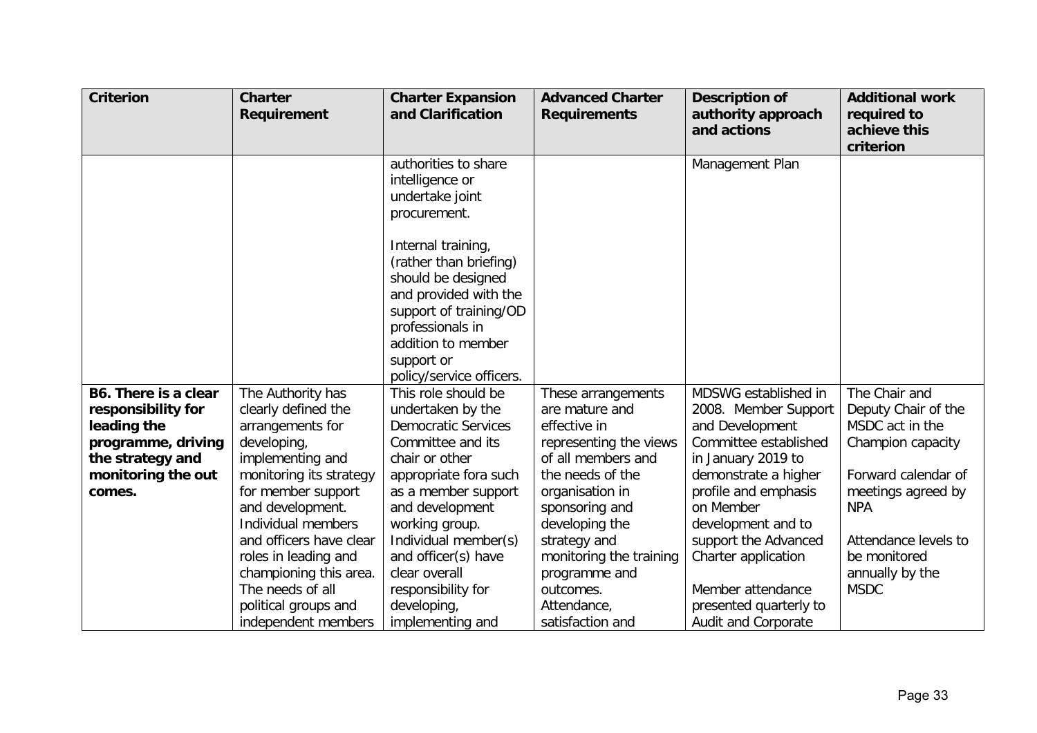| Criterion | Charter Requirement | Charter Expansion and Clarification | Advanced Charter Requirements | Description of authority approach and actions | Additional work required to achieve this criterion |
|---|---|---|---|---|---|
| | | authorities to share intelligence or undertake joint procurement.<br><br>Internal training, (rather than briefing) should be designed and provided with the support of training/OD professionals in addition to member support or policy/service officers. | | Management Plan | |
| **B6. There is a clear responsibility for leading the programme, driving the strategy and monitoring the out comes.** | The Authority has clearly defined the arrangements for developing, implementing and monitoring its strategy for member support and development. Individual members and officers have clear roles in leading and championing this area. The needs of all political groups and independent members | This role should be undertaken by the Democratic Services Committee and its chair or other appropriate fora such as a member support and development working group. Individual member(s) and officer(s) have clear overall responsibility for developing, implementing and | These arrangements are mature and effective in representing the views of all members and the needs of the organisation in sponsoring and developing the strategy and monitoring the training programme and outcomes. Attendance, satisfaction and | MDSWG established in 2008. Member Support and Development Committee established in January 2019 to demonstrate a higher profile and emphasis on Member development and to support the Advanced Charter application<br><br>Member attendance presented quarterly to Audit and Corporate | The Chair and Deputy Chair of the MSDC act in the Champion capacity<br><br>Forward calendar of meetings agreed by NPA<br><br>Attendance levels to be monitored annually by the MSDC |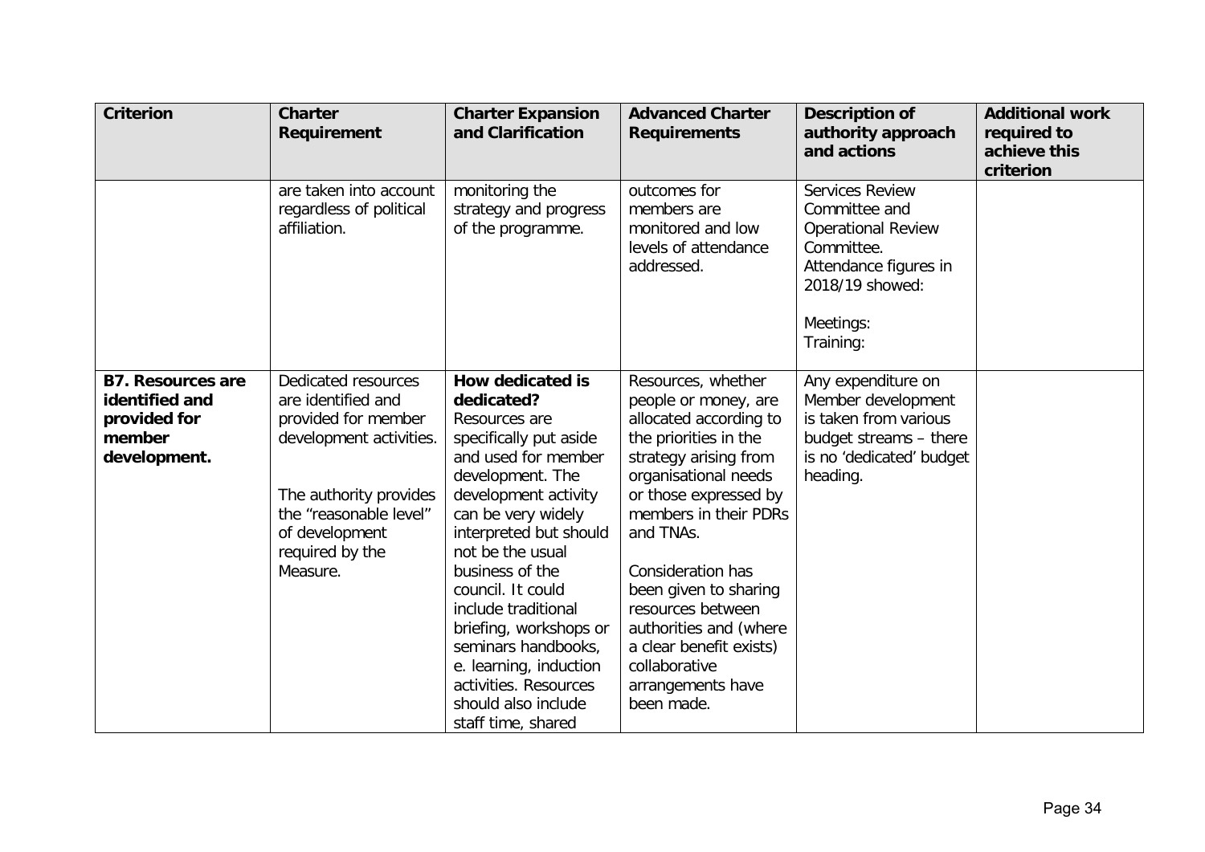| Criterion | Charter Requirement | Charter Expansion and Clarification | Advanced Charter Requirements | Description of authority approach and actions | Additional work required to achieve this criterion |
|---|---|---|---|---|---|
| | are taken into account regardless of political affiliation. | monitoring the strategy and progress of the programme. | outcomes for members are monitored and low levels of attendance addressed. | Services Review Committee and Operational Review Committee.<br>Attendance figures in 2018/19 showed:<br><br>Meetings:<br>Training: | |
| **B7. Resources are identified and provided for member development.** | Dedicated resources are identified and provided for member development activities.<br><br>The authority provides the “reasonable level” of development required by the Measure. | **How dedicated is dedicated?**<br>Resources are specifically put aside and used for member development. The development activity can be very widely interpreted but should not be the usual business of the council. It could include traditional briefing, workshops or seminars handbooks, e. learning, induction activities. Resources should also include staff time, shared | Resources, whether people or money, are allocated according to the priorities in the strategy arising from organisational needs or those expressed by members in their PDRs and TNAs.<br><br>Consideration has been given to sharing resources between authorities and (where a clear benefit exists) collaborative arrangements have been made. | Any expenditure on Member development is taken from various budget streams – there is no ‘dedicated’ budget heading. | |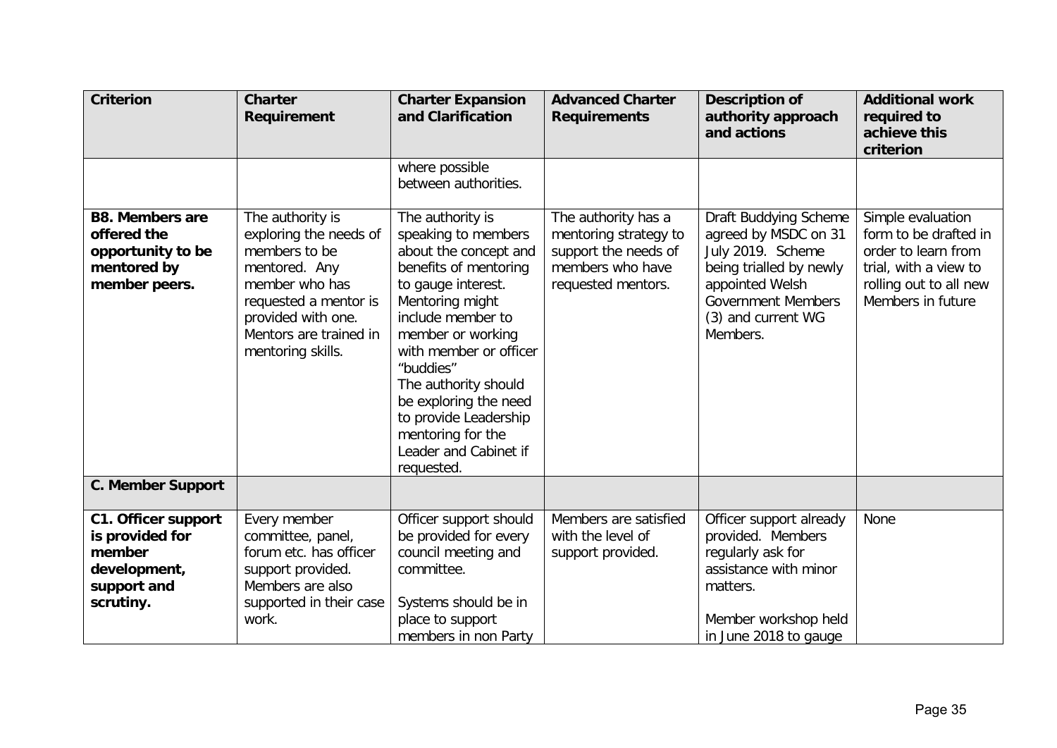| Criterion | Charter Requirement | Charter Expansion and Clarification | Advanced Charter Requirements | Description of authority approach and actions | Additional work required to achieve this criterion |
|---|---|---|---|---|---|
| | | where possible between authorities. | | | |
| **B8. Members are offered the opportunity to be mentored by member peers.** | The authority is exploring the needs of members to be mentored. Any member who has requested a mentor is provided with one. Mentors are trained in mentoring skills. | The authority is speaking to members about the concept and benefits of mentoring to gauge interest. Mentoring might include member to member or working with member or officer "buddies"<br>The authority should be exploring the need to provide Leadership mentoring for the Leader and Cabinet if requested. | The authority has a mentoring strategy to support the needs of members who have requested mentors. | Draft Buddying Scheme agreed by MSDC on 31 July 2019. Scheme being trialled by newly appointed Welsh Government Members (3) and current WG Members. | Simple evaluation form to be drafted in order to learn from trial, with a view to rolling out to all new Members in future |
| **C. Member Support** | | | | | |
| **C1. Officer support is provided for member development, support and scrutiny.** | Every member committee, panel, forum etc. has officer support provided. Members are also supported in their case work. | Officer support should be provided for every council meeting and committee.<br><br>Systems should be in place to support members in non Party | Members are satisfied with the level of support provided. | Officer support already provided. Members regularly ask for assistance with minor matters.<br><br>Member workshop held in June 2018 to gauge | None |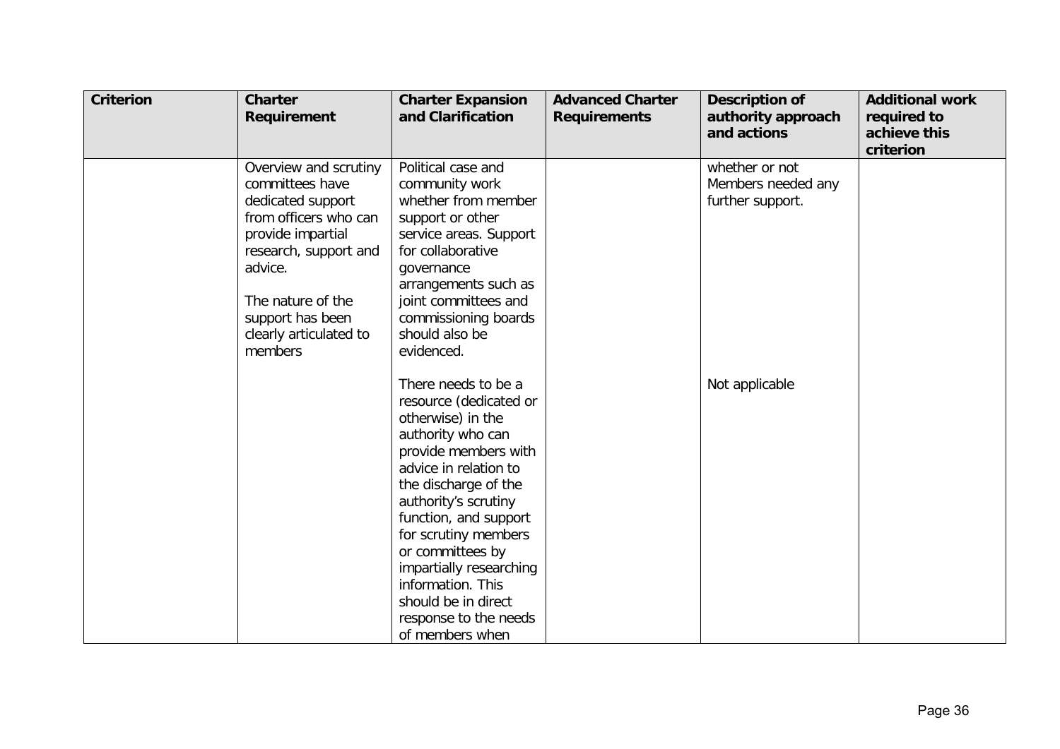| Criterion | Charter Requirement | Charter Expansion and Clarification | Advanced Charter Requirements | Description of authority approach and actions | Additional work required to achieve this criterion |
|---|---|---|---|---|---|
| | Overview and scrutiny committees have dedicated support from officers who can provide impartial research, support and advice.<br><br>The nature of the support has been clearly articulated to members | Political case and community work whether from member support or other service areas. Support for collaborative governance arrangements such as joint committees and commissioning boards should also be evidenced. | | whether or not Members needed any further support. | |
| | | There needs to be a resource (dedicated or otherwise) in the authority who can provide members with advice in relation to the discharge of the authority's scrutiny function, and support for scrutiny members or committees by impartially researching information. This should be in direct response to the needs of members when | | Not applicable | |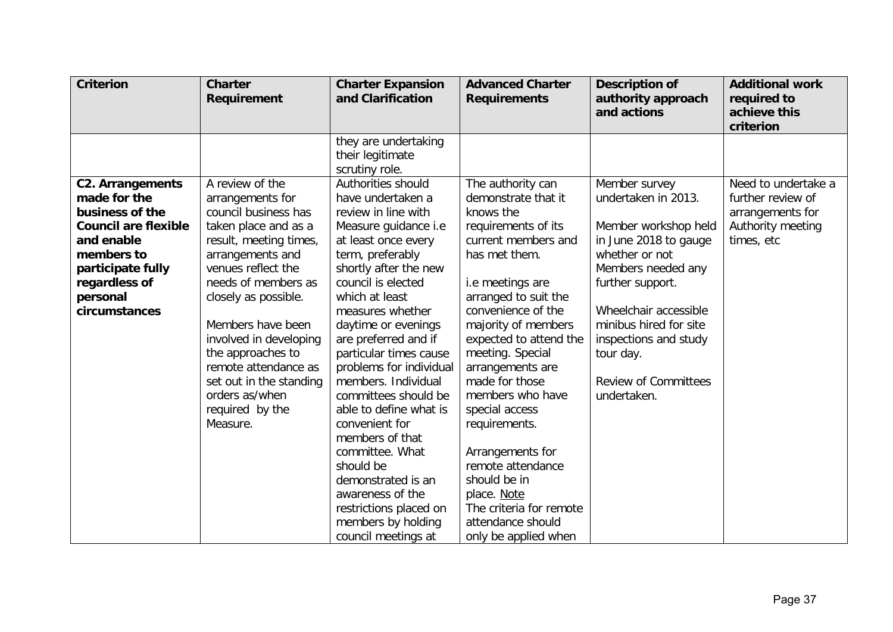| Criterion | Charter Requirement | Charter Expansion and Clarification | Advanced Charter Requirements | Description of authority approach and actions | Additional work required to achieve this criterion |
|---|---|---|---|---|---|
| | | they are undertaking their legitimate scrutiny role. | | | |
| **C2. Arrangements made for the business of the Council are flexible and enable members to participate fully regardless of personal circumstances** | A review of the arrangements for council business has taken place and as a result, meeting times, arrangements and venues reflect the needs of members as closely as possible.<br><br>Members have been involved in developing the approaches to remote attendance as set out in the standing orders as/when required by the Measure. | Authorities should have undertaken a review in line with Measure guidance i.e at least once every term, preferably shortly after the new council is elected which at least measures whether daytime or evenings are preferred and if particular times cause problems for individual members. Individual committees should be able to define what is convenient for members of that committee. What should be demonstrated is an awareness of the restrictions placed on members by holding council meetings at | The authority can demonstrate that it knows the requirements of its current members and has met them.<br><br>i.e meetings are arranged to suit the convenience of the majority of members expected to attend the meeting. Special arrangements are made for those members who have special access requirements.<br><br>Arrangements for remote attendance should be in place. Note<br>The criteria for remote attendance should only be applied when | Member survey undertaken in 2013.<br><br>Member workshop held in June 2018 to gauge whether or not Members needed any further support.<br><br>Wheelchair accessible minibus hired for site inspections and study tour day.<br><br>Review of Committees undertaken. | Need to undertake a further review of arrangements for Authority meeting times, etc |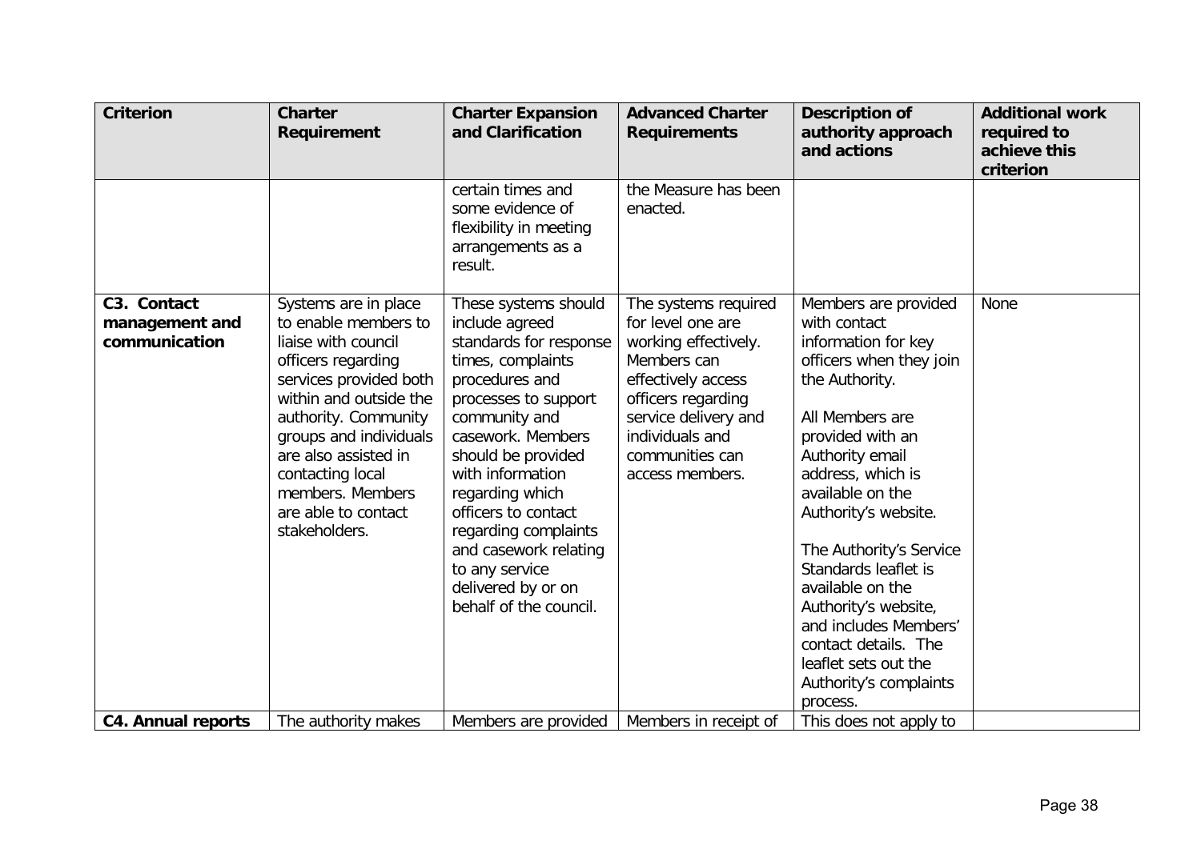| Criterion | Charter Requirement | Charter Expansion and Clarification | Advanced Charter Requirements | Description of authority approach and actions | Additional work required to achieve this criterion |
|---|---|---|---|---|---|
| | | certain times and some evidence of flexibility in meeting arrangements as a result. | the Measure has been enacted. | | |
| **C3. Contact management and communication** | Systems are in place to enable members to liaise with council officers regarding services provided both within and outside the authority. Community groups and individuals are also assisted in contacting local members. Members are able to contact stakeholders. | These systems should include agreed standards for response times, complaints procedures and processes to support community and casework. Members should be provided with information regarding which officers to contact regarding complaints and casework relating to any service delivered by or on behalf of the council. | The systems required for level one are working effectively. Members can effectively access officers regarding service delivery and individuals and communities can access members. | Members are provided with contact information for key officers when they join the Authority.<br><br>All Members are provided with an Authority email address, which is available on the Authority's website.<br><br>The Authority's Service Standards leaflet is available on the Authority's website, and includes Members' contact details. The leaflet sets out the Authority's complaints process. | None |
| **C4. Annual reports** | The authority makes | Members are provided | Members in receipt of | This does not apply to | |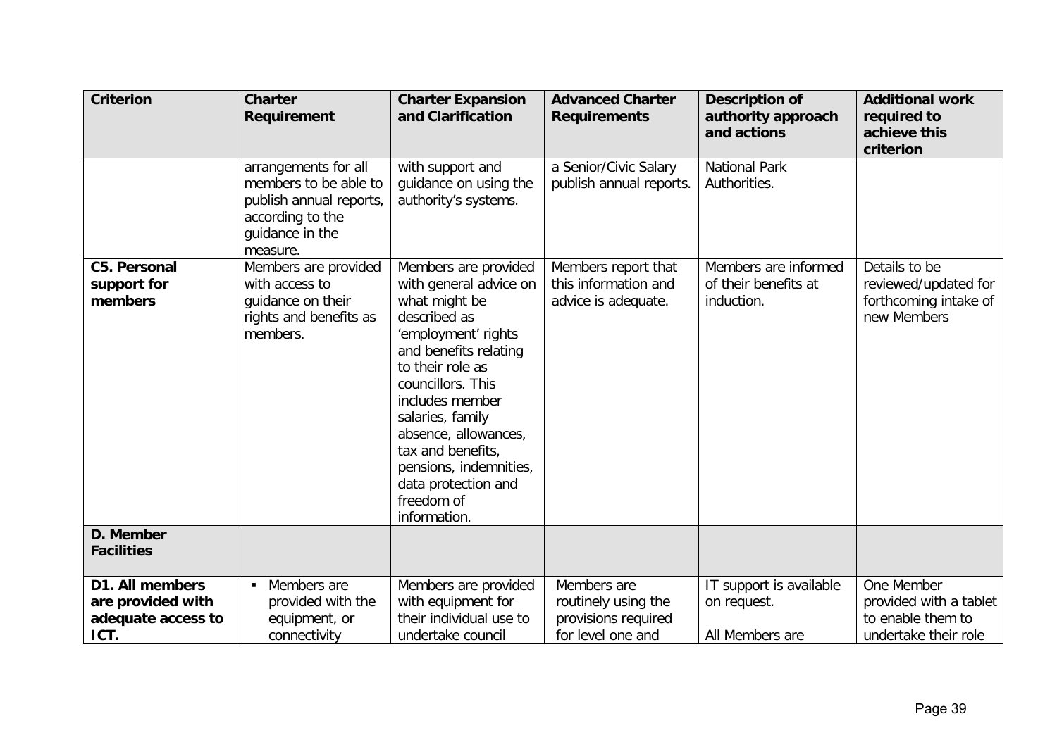| Criterion | Charter Requirement | Charter Expansion and Clarification | Advanced Charter Requirements | Description of authority approach and actions | Additional work required to achieve this criterion |
|---|---|---|---|---|---|
| | arrangements for all members to be able to publish annual reports, according to the guidance in the measure. | with support and guidance on using the authority's systems. | a Senior/Civic Salary publish annual reports. | National Park Authorities. | |
| **C5. Personal support for members** | Members are provided with access to guidance on their rights and benefits as members. | Members are provided with general advice on what might be described as 'employment' rights and benefits relating to their role as councillors. This includes member salaries, family absence, allowances, tax and benefits, pensions, indemnities, data protection and freedom of information. | Members report that this information and advice is adequate. | Members are informed of their benefits at induction. | Details to be reviewed/updated for forthcoming intake of new Members |
| **D. Member Facilities** | | | | | |
| **D1. All members are provided with adequate access to ICT.** | ▪ Members are provided with the equipment, or connectivity | Members are provided with equipment for their individual use to undertake council | Members are routinely using the provisions required for level one and | IT support is available on request.<br><br>All Members are | One Member provided with a tablet to enable them to undertake their role |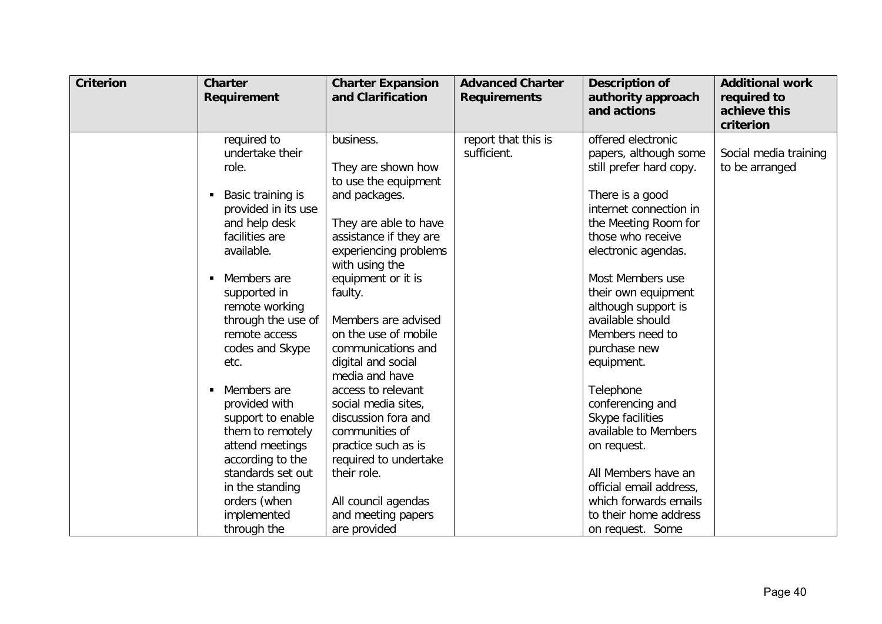| Criterion | Charter Requirement | Charter Expansion and Clarification | Advanced Charter Requirements | Description of authority approach and actions | Additional work required to achieve this criterion |
|---|---|---|---|---|---|
| | required to undertake their role.<br><br>- Basic training is provided in its use and help desk facilities are available.<br><br>- Members are supported in remote working through the use of remote access codes and Skype etc.<br><br>- Members are provided with support to enable them to remotely attend meetings according to the standards set out in the standing orders (when implemented through the | business.<br><br>They are shown how to use the equipment and packages.<br><br>They are able to have assistance if they are experiencing problems with using the equipment or it is faulty.<br><br>Members are advised on the use of mobile communications and digital and social media and have access to relevant social media sites, discussion fora and communities of practice such as is required to undertake their role.<br><br>All council agendas and meeting papers are provided | report that this is sufficient. | offered electronic papers, although some still prefer hard copy.<br><br>There is a good internet connection in the Meeting Room for those who receive electronic agendas.<br><br>Most Members use their own equipment although support is available should Members need to purchase new equipment.<br><br>Telephone conferencing and Skype facilities available to Members on request.<br><br>All Members have an official email address, which forwards emails to their home address on request. Some | Social media training to be arranged |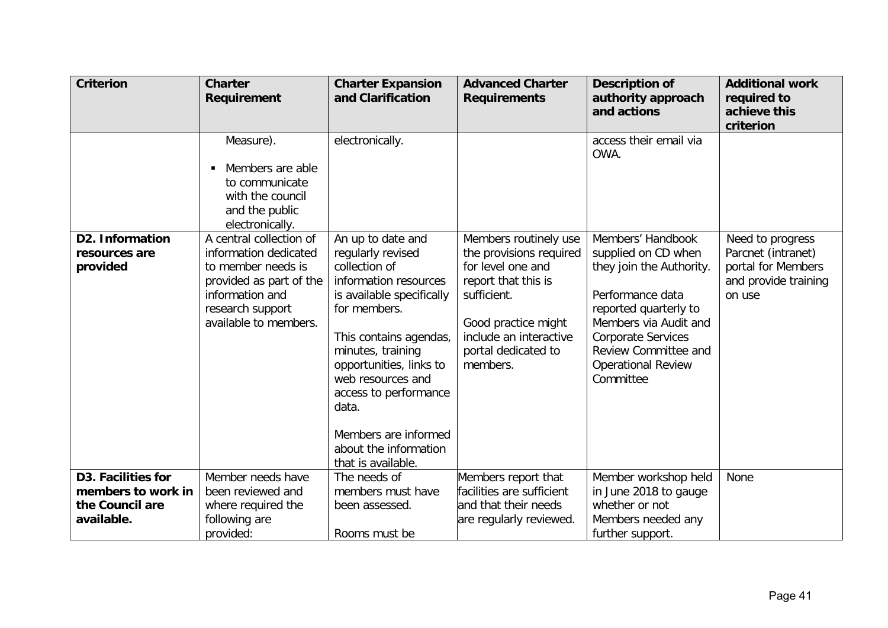| Criterion | Charter Requirement | Charter Expansion and Clarification | Advanced Charter Requirements | Description of authority approach and actions | Additional work required to achieve this criterion |
|---|---|---|---|---|---|
| | Measure).<br><br>▪ Members are able to communicate with the council and the public electronically. | electronically. | | access their email via OWA. | |
| **D2. Information resources are provided** | A central collection of information dedicated to member needs is provided as part of the information and research support available to members. | An up to date and regularly revised collection of information resources is available specifically for members.<br><br>This contains agendas, minutes, training opportunities, links to web resources and access to performance data.<br><br>Members are informed about the information that is available. | Members routinely use the provisions required for level one and report that this is sufficient.<br><br>Good practice might include an interactive portal dedicated to members. | Members' Handbook supplied on CD when they join the Authority.<br><br>Performance data reported quarterly to Members via Audit and Corporate Services Review Committee and Operational Review Committee | Need to progress Parcnet (intranet) portal for Members and provide training on use |
| **D3. Facilities for members to work in the Council are available.** | Member needs have been reviewed and where required the following are provided: | The needs of members must have been assessed.<br><br>Rooms must be | Members report that facilities are sufficient and that their needs are regularly reviewed. | Member workshop held in June 2018 to gauge whether or not Members needed any further support. | None |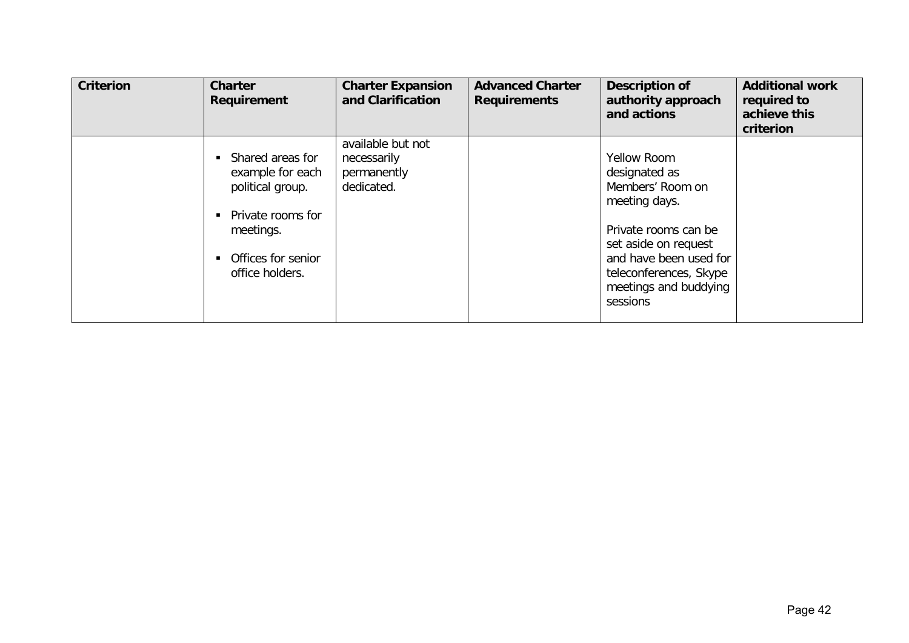| Criterion | Charter Requirement | Charter Expansion and Clarification | Advanced Charter Requirements | Description of authority approach and actions | Additional work required to achieve this criterion |
|---|---|---|---|---|---|
| | ▪ Shared areas for example for each political group.<br>▪ Private rooms for meetings.<br>▪ Offices for senior office holders. | available but not necessarily permanently dedicated. | | Yellow Room designated as Members' Room on meeting days.<br><br>Private rooms can be set aside on request and have been used for teleconferences, Skype meetings and buddying sessions | |